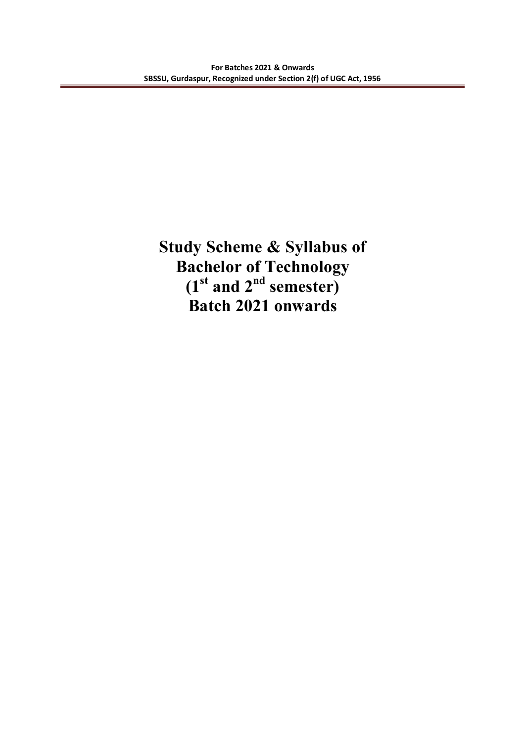# Study Scheme & Syllabus of Bachelor of Technology (1st and 2nd semester) Batch 2021 onwards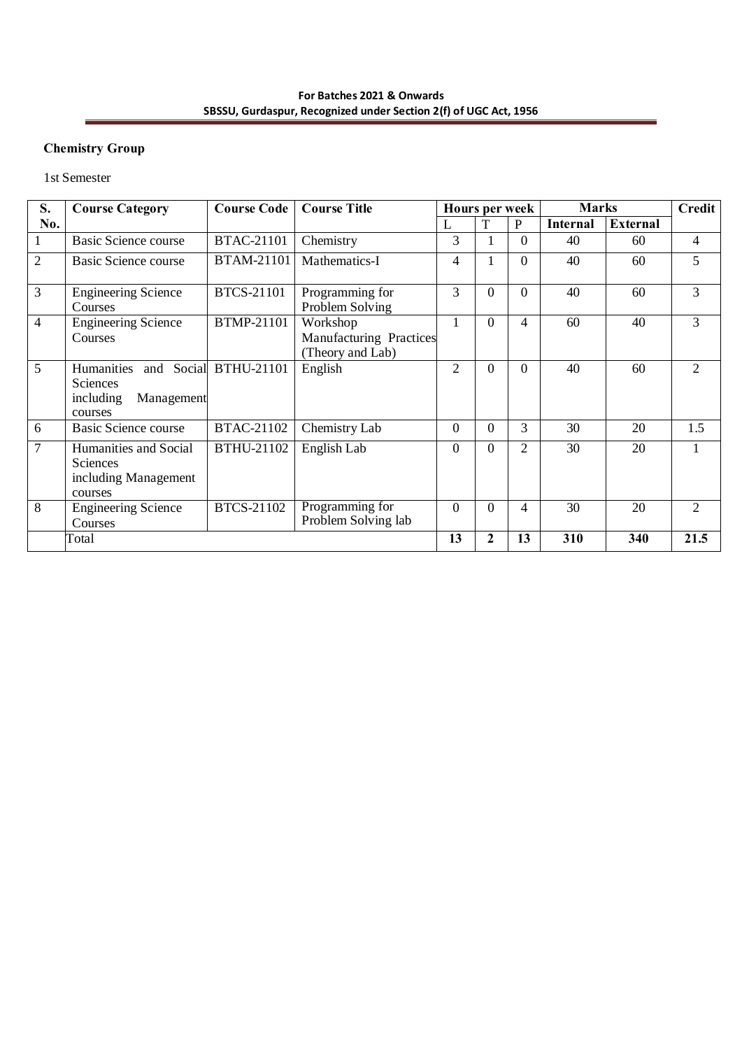**Chemistry Group**

1st Semester

| S. No. | Course Category | Course Code | Course Title | Hours per week | | | Marks | | Credit |
|---|---|---|---|---|---|---|---|---|---|
| | | | | L | T | P | Internal | External | |
| 1 | Basic Science course | BTAC-21101 | Chemistry | 3 | 1 | 0 | 40 | 60 | 4 |
| 2 | Basic Science course | BTAM-21101 | Mathematics-I | 4 | 1 | 0 | 40 | 60 | 5 |
| 3 | Engineering Science Courses | BTCS-21101 | Programming for Problem Solving | 3 | 0 | 0 | 40 | 60 | 3 |
| 4 | Engineering Science Courses | BTMP-21101 | Workshop Manufacturing Practices (Theory and Lab) | 1 | 0 | 4 | 60 | 40 | 3 |
| 5 | Humanities and Social Sciences including Management courses | BTHU-21101 | English | 2 | 0 | 0 | 40 | 60 | 2 |
| 6 | Basic Science course | BTAC-21102 | Chemistry Lab | 0 | 0 | 3 | 30 | 20 | 1.5 |
| 7 | Humanities and Social Sciences including Management courses | BTHU-21102 | English Lab | 0 | 0 | 2 | 30 | 20 | 1 |
| 8 | Engineering Science Courses | BTCS-21102 | Programming for Problem Solving lab | 0 | 0 | 4 | 30 | 20 | 2 |
| | Total | | | **13** | **2** | **13** | **310** | **340** | **21.5** |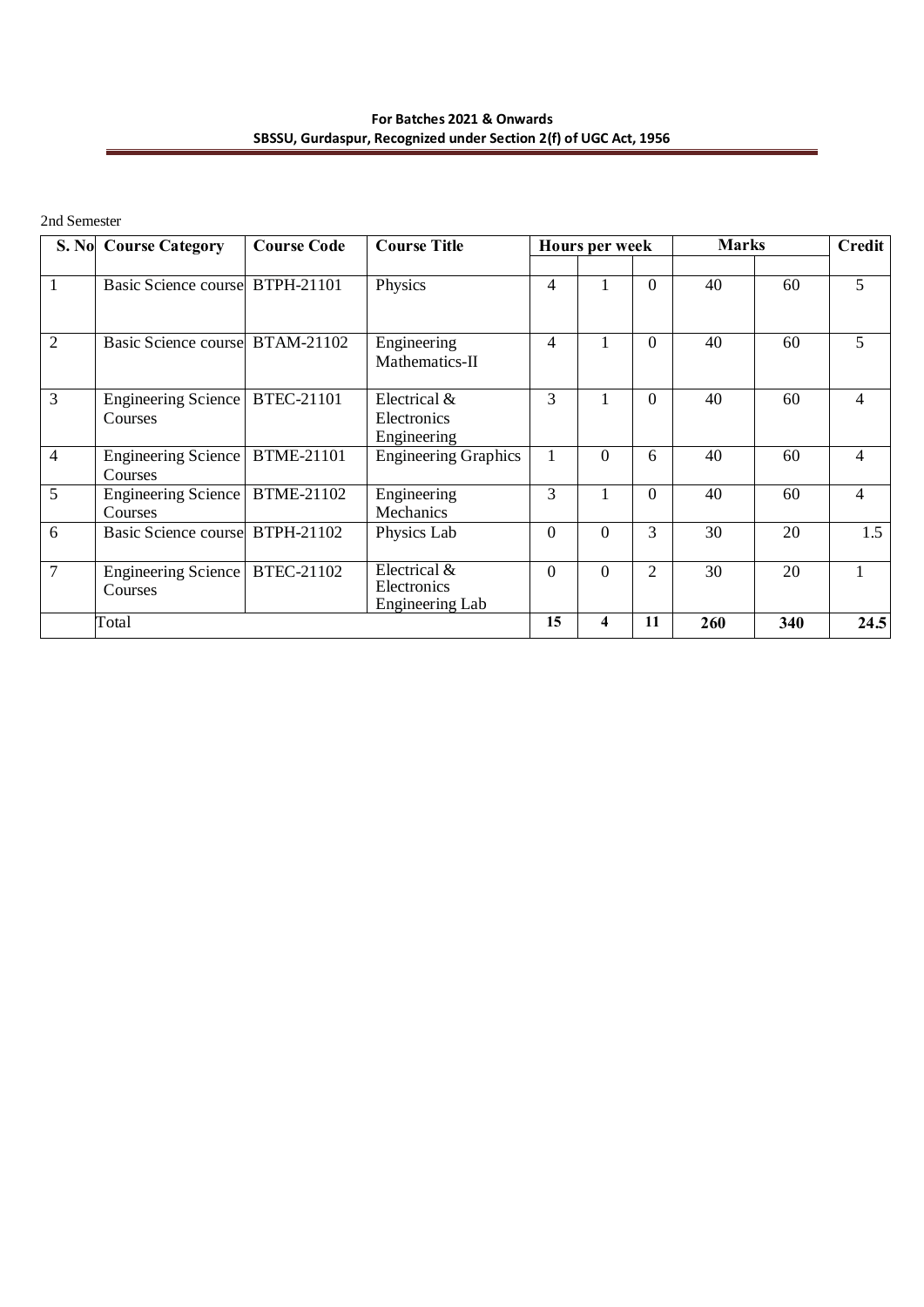2nd Semester

| S. No | Course Category | Course Code | Course Title | Hours per week | | | Marks | | Credit |
|---|---|---|---|---|---|---|---|---|---|
| | | | | | | | | | |
| 1 | Basic Science course | BTPH-21101 | Physics | 4 | 1 | 0 | 40 | 60 | 5 |
| 2 | Basic Science course | BTAM-21102 | Engineering Mathematics-II | 4 | 1 | 0 | 40 | 60 | 5 |
| 3 | Engineering Science Courses | BTEC-21101 | Electrical & Electronics Engineering | 3 | 1 | 0 | 40 | 60 | 4 |
| 4 | Engineering Science Courses | BTME-21101 | Engineering Graphics | 1 | 0 | 6 | 40 | 60 | 4 |
| 5 | Engineering Science Courses | BTME-21102 | Engineering Mechanics | 3 | 1 | 0 | 40 | 60 | 4 |
| 6 | Basic Science course | BTPH-21102 | Physics Lab | 0 | 0 | 3 | 30 | 20 | 1.5 |
| 7 | Engineering Science Courses | BTEC-21102 | Electrical & Electronics Engineering Lab | 0 | 0 | 2 | 30 | 20 | 1 |
| | Total | | | **15** | **4** | **11** | **260** | **340** | **24.5** |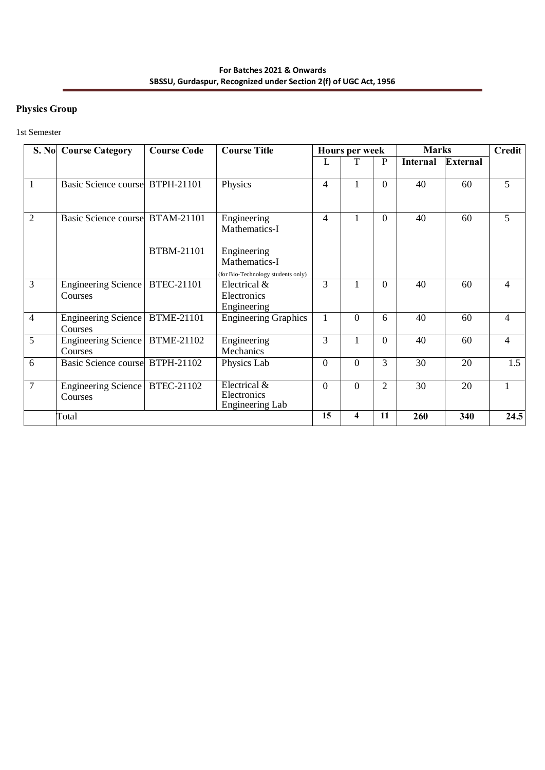## Physics Group

1st Semester

| S. No | Course Category | Course Code | Course Title | Hours per week | | | Marks | | Credit |
|---|---|---|---|---|---|---|---|---|---|
| | | | | L | T | P | Internal | External | |
| 1 | Basic Science course | BTPH-21101 | Physics | 4 | 1 | 0 | 40 | 60 | 5 |
| 2 | Basic Science course | BTAM-21101<br><br>BTBM-21101 | Engineering Mathematics-I<br><br>Engineering Mathematics-I (for Bio-Technology students only) | 4 | 1 | 0 | 40 | 60 | 5 |
| 3 | Engineering Science Courses | BTEC-21101 | Electrical & Electronics Engineering | 3 | 1 | 0 | 40 | 60 | 4 |
| 4 | Engineering Science Courses | BTME-21101 | Engineering Graphics | 1 | 0 | 6 | 40 | 60 | 4 |
| 5 | Engineering Science Courses | BTME-21102 | Engineering Mechanics | 3 | 1 | 0 | 40 | 60 | 4 |
| 6 | Basic Science course | BTPH-21102 | Physics Lab | 0 | 0 | 3 | 30 | 20 | 1.5 |
| 7 | Engineering Science Courses | BTEC-21102 | Electrical & Electronics Engineering Lab | 0 | 0 | 2 | 30 | 20 | 1 |
| | Total | | | **15** | **4** | **11** | **260** | **340** | **24.5** |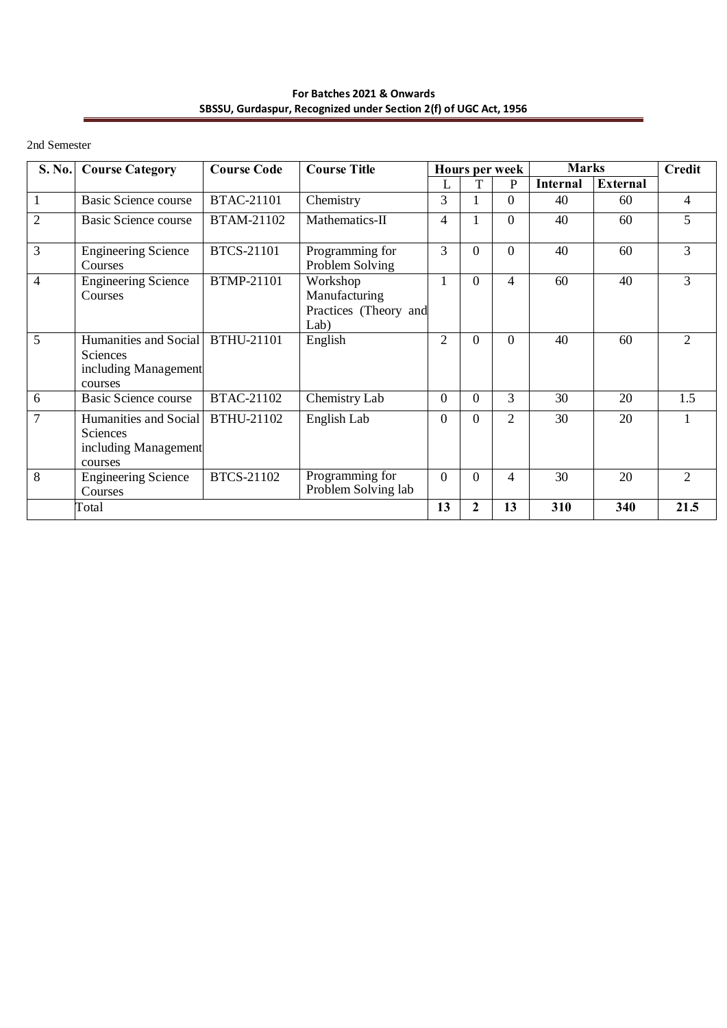2nd Semester

| S. No. | Course Category | Course Code | Course Title | Hours per week | | | Marks | | Credit |
|---|---|---|---|---|---|---|---|---|---|
| | | | | L | T | P | Internal | External | |
| 1 | Basic Science course | BTAC-21101 | Chemistry | 3 | 1 | 0 | 40 | 60 | 4 |
| 2 | Basic Science course | BTAM-21102 | Mathematics-II | 4 | 1 | 0 | 40 | 60 | 5 |
| 3 | Engineering Science Courses | BTCS-21101 | Programming for Problem Solving | 3 | 0 | 0 | 40 | 60 | 3 |
| 4 | Engineering Science Courses | BTMP-21101 | Workshop Manufacturing Practices (Theory and Lab) | 1 | 0 | 4 | 60 | 40 | 3 |
| 5 | Humanities and Social Sciences including Management courses | BTHU-21101 | English | 2 | 0 | 0 | 40 | 60 | 2 |
| 6 | Basic Science course | BTAC-21102 | Chemistry Lab | 0 | 0 | 3 | 30 | 20 | 1.5 |
| 7 | Humanities and Social Sciences including Management courses | BTHU-21102 | English Lab | 0 | 0 | 2 | 30 | 20 | 1 |
| 8 | Engineering Science Courses | BTCS-21102 | Programming for Problem Solving lab | 0 | 0 | 4 | 30 | 20 | 2 |
| | Total | | | **13** | **2** | **13** | **310** | **340** | **21.5** |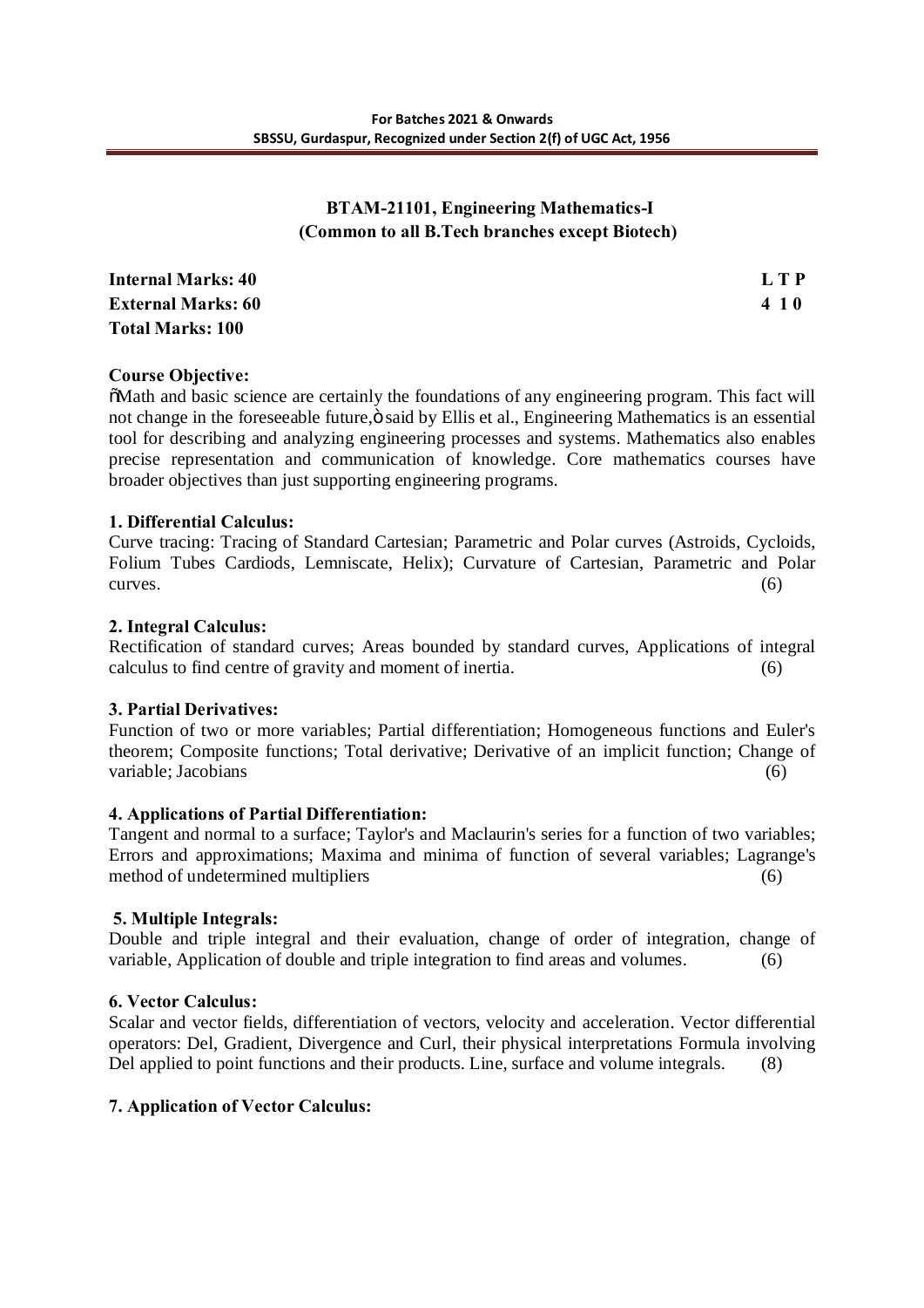### BTAM-21101, Engineering Mathematics-I
### (Common to all B.Tech branches except Biotech)

| | |
|---|---|
| **Internal Marks: 40** | **L T P** |
| **External Marks: 60** | **4 1 0** |
| **Total Marks: 100** | |

**Course Objective:**

"Math and basic science are certainly the foundations of any engineering program. This fact will not change in the foreseeable future," said by Ellis et al., Engineering Mathematics is an essential tool for describing and analyzing engineering processes and systems. Mathematics also enables precise representation and communication of knowledge. Core mathematics courses have broader objectives than just supporting engineering programs.

**1. Differential Calculus:**

Curve tracing: Tracing of Standard Cartesian; Parametric and Polar curves (Astroids, Cycloids, Folium Tubes Cardiods, Lemniscate, Helix); Curvature of Cartesian, Parametric and Polar curves. (6)

**2. Integral Calculus:**

Rectification of standard curves; Areas bounded by standard curves, Applications of integral calculus to find centre of gravity and moment of inertia. (6)

**3. Partial Derivatives:**

Function of two or more variables; Partial differentiation; Homogeneous functions and Euler's theorem; Composite functions; Total derivative; Derivative of an implicit function; Change of variable; Jacobians (6)

**4. Applications of Partial Differentiation:**

Tangent and normal to a surface; Taylor's and Maclaurin's series for a function of two variables; Errors and approximations; Maxima and minima of function of several variables; Lagrange's method of undetermined multipliers (6)

**5. Multiple Integrals:**

Double and triple integral and their evaluation, change of order of integration, change of variable, Application of double and triple integration to find areas and volumes. (6)

**6. Vector Calculus:**

Scalar and vector fields, differentiation of vectors, velocity and acceleration. Vector differential operators: Del, Gradient, Divergence and Curl, their physical interpretations Formula involving Del applied to point functions and their products. Line, surface and volume integrals. (8)

**7. Application of Vector Calculus:**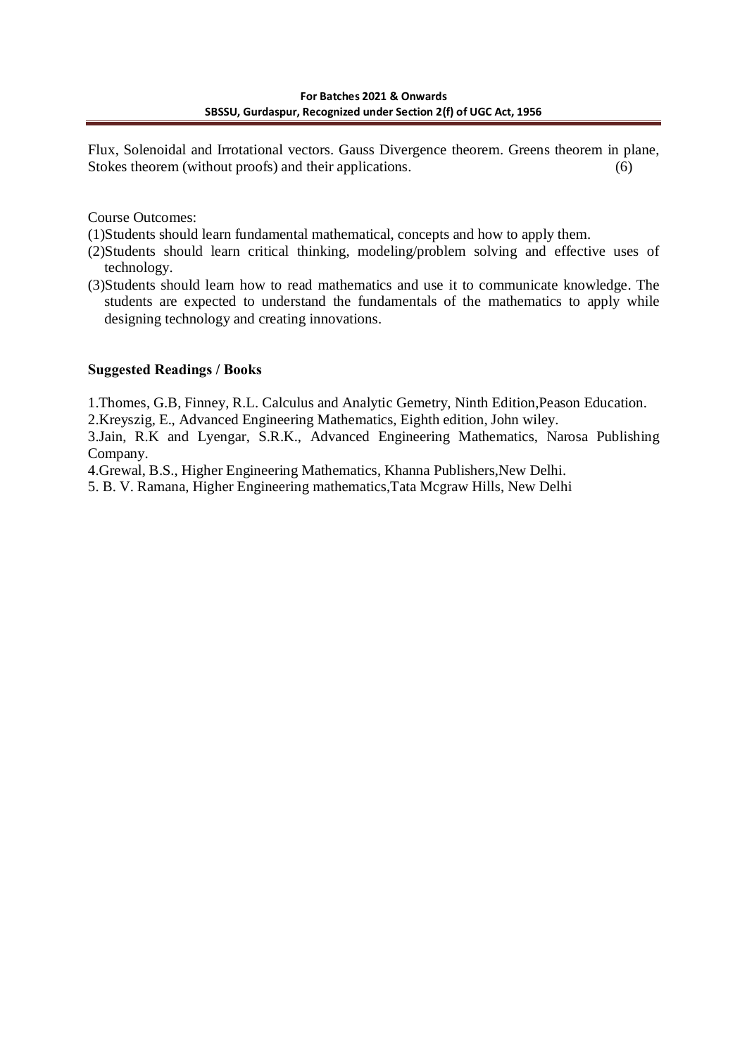Flux, Solenoidal and Irrotational vectors. Gauss Divergence theorem. Greens theorem in plane, Stokes theorem (without proofs) and their applications. (6)

Course Outcomes:

(1)Students should learn fundamental mathematical, concepts and how to apply them.

(2)Students should learn critical thinking, modeling/problem solving and effective uses of technology.

(3)Students should learn how to read mathematics and use it to communicate knowledge. The students are expected to understand the fundamentals of the mathematics to apply while designing technology and creating innovations.

**Suggested Readings / Books**

1.Thomes, G.B, Finney, R.L. Calculus and Analytic Gemetry, Ninth Edition,Peason Education.

2.Kreyszig, E., Advanced Engineering Mathematics, Eighth edition, John wiley.

3.Jain, R.K and Lyengar, S.R.K., Advanced Engineering Mathematics, Narosa Publishing Company.

4.Grewal, B.S., Higher Engineering Mathematics, Khanna Publishers,New Delhi.

5. B. V. Ramana, Higher Engineering mathematics,Tata Mcgraw Hills, New Delhi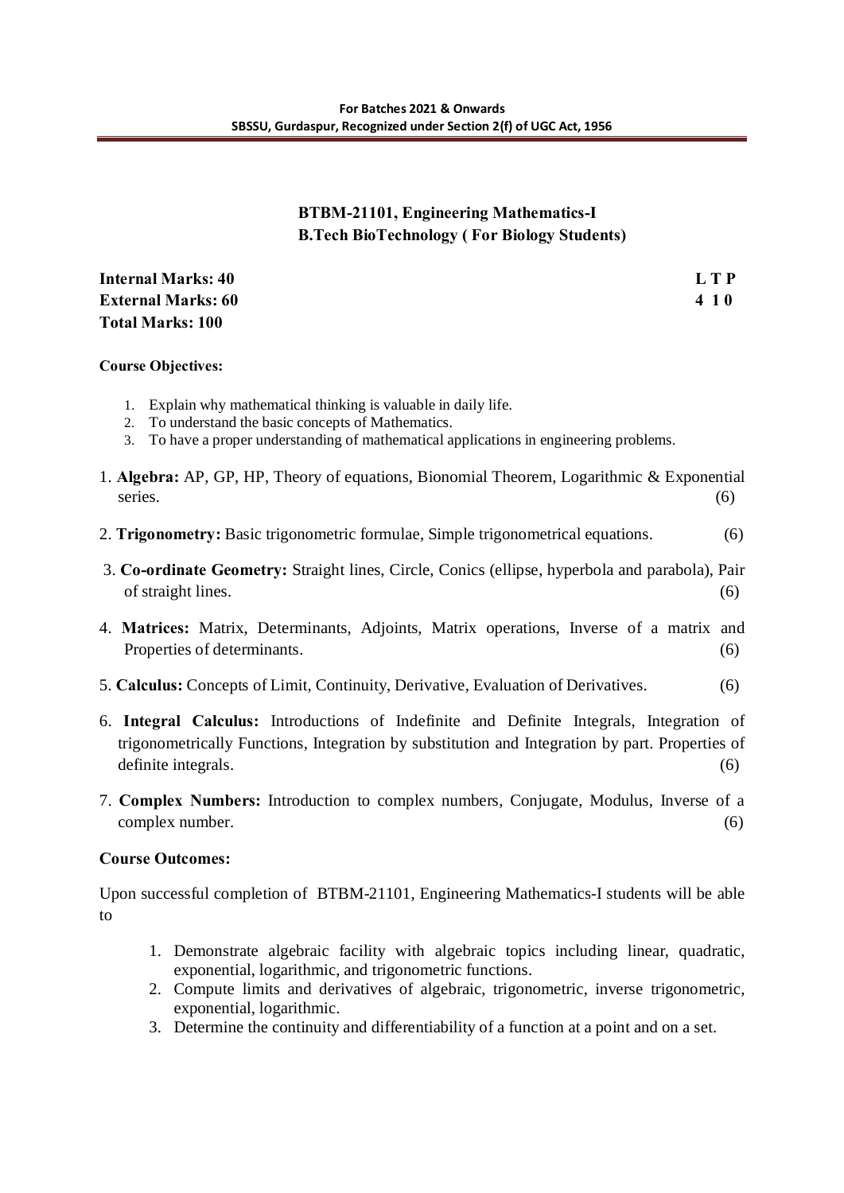## BTBM-21101, Engineering Mathematics-I
### B.Tech BioTechnology ( For Biology Students)

**Internal Marks: 40** | **L T P**
**External Marks: 60** | **4 1 0**
**Total Marks: 100**

**Course Objectives:**

1. Explain why mathematical thinking is valuable in daily life.
2. To understand the basic concepts of Mathematics.
3. To have a proper understanding of mathematical applications in engineering problems.

1. **Algebra:** AP, GP, HP, Theory of equations, Bionomial Theorem, Logarithmic & Exponential series. (6)
2. **Trigonometry:** Basic trigonometric formulae, Simple trigonometrical equations. (6)
3. **Co-ordinate Geometry:** Straight lines, Circle, Conics (ellipse, hyperbola and parabola), Pair of straight lines. (6)
4. **Matrices:** Matrix, Determinants, Adjoints, Matrix operations, Inverse of a matrix and Properties of determinants. (6)
5. **Calculus:** Concepts of Limit, Continuity, Derivative, Evaluation of Derivatives. (6)
6. **Integral Calculus:** Introductions of Indefinite and Definite Integrals, Integration of trigonometrically Functions, Integration by substitution and Integration by part. Properties of definite integrals. (6)
7. **Complex Numbers:** Introduction to complex numbers, Conjugate, Modulus, Inverse of a complex number. (6)

**Course Outcomes:**

Upon successful completion of BTBM-21101, Engineering Mathematics-I students will be able to

1. Demonstrate algebraic facility with algebraic topics including linear, quadratic, exponential, logarithmic, and trigonometric functions.
2. Compute limits and derivatives of algebraic, trigonometric, inverse trigonometric, exponential, logarithmic.
3. Determine the continuity and differentiability of a function at a point and on a set.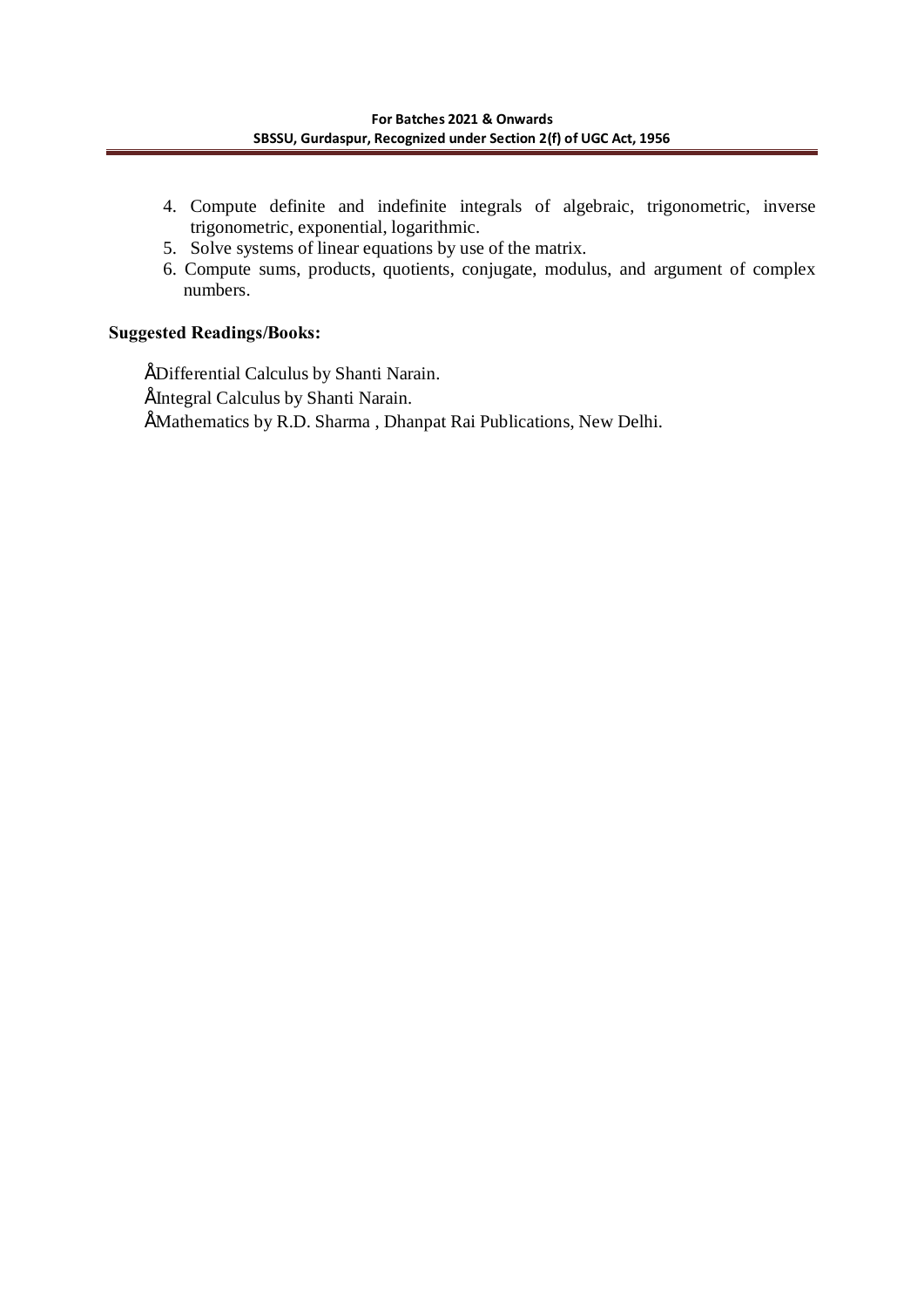4. Compute definite and indefinite integrals of algebraic, trigonometric, inverse trigonometric, exponential, logarithmic.
5. Solve systems of linear equations by use of the matrix.
6. Compute sums, products, quotients, conjugate, modulus, and argument of complex numbers.

**Suggested Readings/Books:**

- Differential Calculus by Shanti Narain.
- Integral Calculus by Shanti Narain.
- Mathematics by R.D. Sharma , Dhanpat Rai Publications, New Delhi.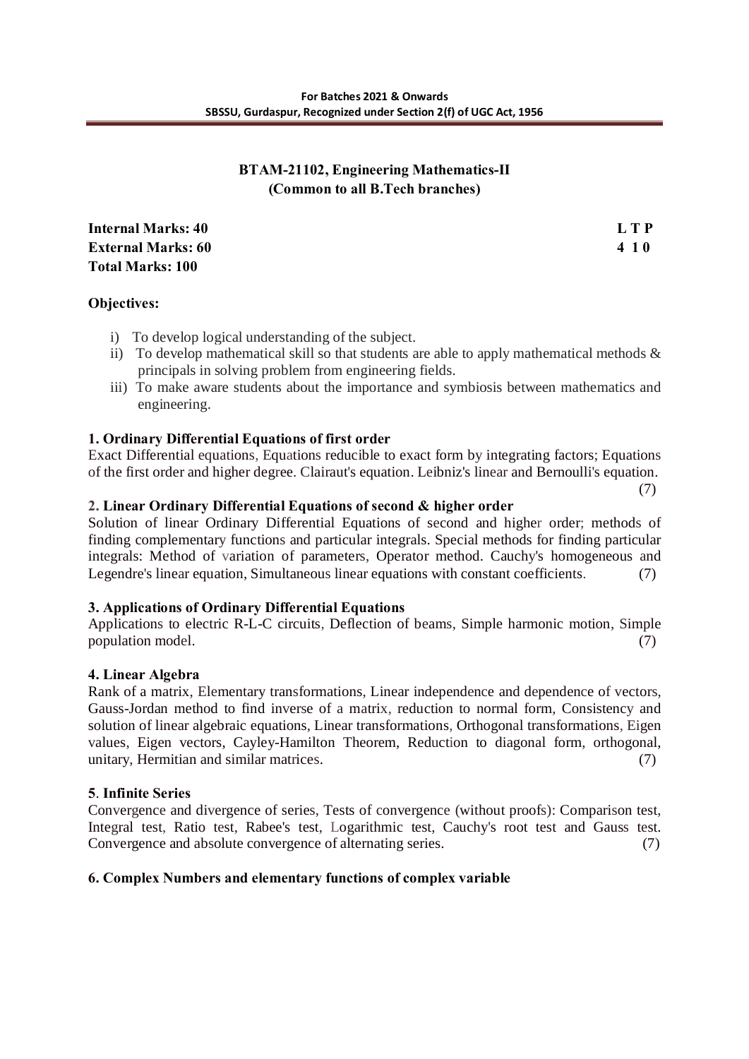## BTAM-21102, Engineering Mathematics-II
## (Common to all B.Tech branches)

| | |
|---|---|
| **Internal Marks: 40** | **L T P** |
| **External Marks: 60** | **4 1 0** |
| **Total Marks: 100** | |

**Objectives:**

i) To develop logical understanding of the subject.
ii) To develop mathematical skill so that students are able to apply mathematical methods & principals in solving problem from engineering fields.
iii) To make aware students about the importance and symbiosis between mathematics and engineering.

**1. Ordinary Differential Equations of first order**

Exact Differential equations, Equations reducible to exact form by integrating factors; Equations of the first order and higher degree. Clairaut's equation. Leibniz's linear and Bernoulli's equation. (7)

**2. Linear Ordinary Differential Equations of second & higher order**

Solution of linear Ordinary Differential Equations of second and higher order; methods of finding complementary functions and particular integrals. Special methods for finding particular integrals: Method of variation of parameters, Operator method. Cauchy's homogeneous and Legendre's linear equation, Simultaneous linear equations with constant coefficients. (7)

**3. Applications of Ordinary Differential Equations**

Applications to electric R-L-C circuits, Deflection of beams, Simple harmonic motion, Simple population model. (7)

**4. Linear Algebra**

Rank of a matrix, Elementary transformations, Linear independence and dependence of vectors, Gauss-Jordan method to find inverse of a matrix, reduction to normal form, Consistency and solution of linear algebraic equations, Linear transformations, Orthogonal transformations, Eigen values, Eigen vectors, Cayley-Hamilton Theorem, Reduction to diagonal form, orthogonal, unitary, Hermitian and similar matrices. (7)

**5. Infinite Series**

Convergence and divergence of series, Tests of convergence (without proofs): Comparison test, Integral test, Ratio test, Rabee's test, Logarithmic test, Cauchy's root test and Gauss test. Convergence and absolute convergence of alternating series. (7)

**6. Complex Numbers and elementary functions of complex variable**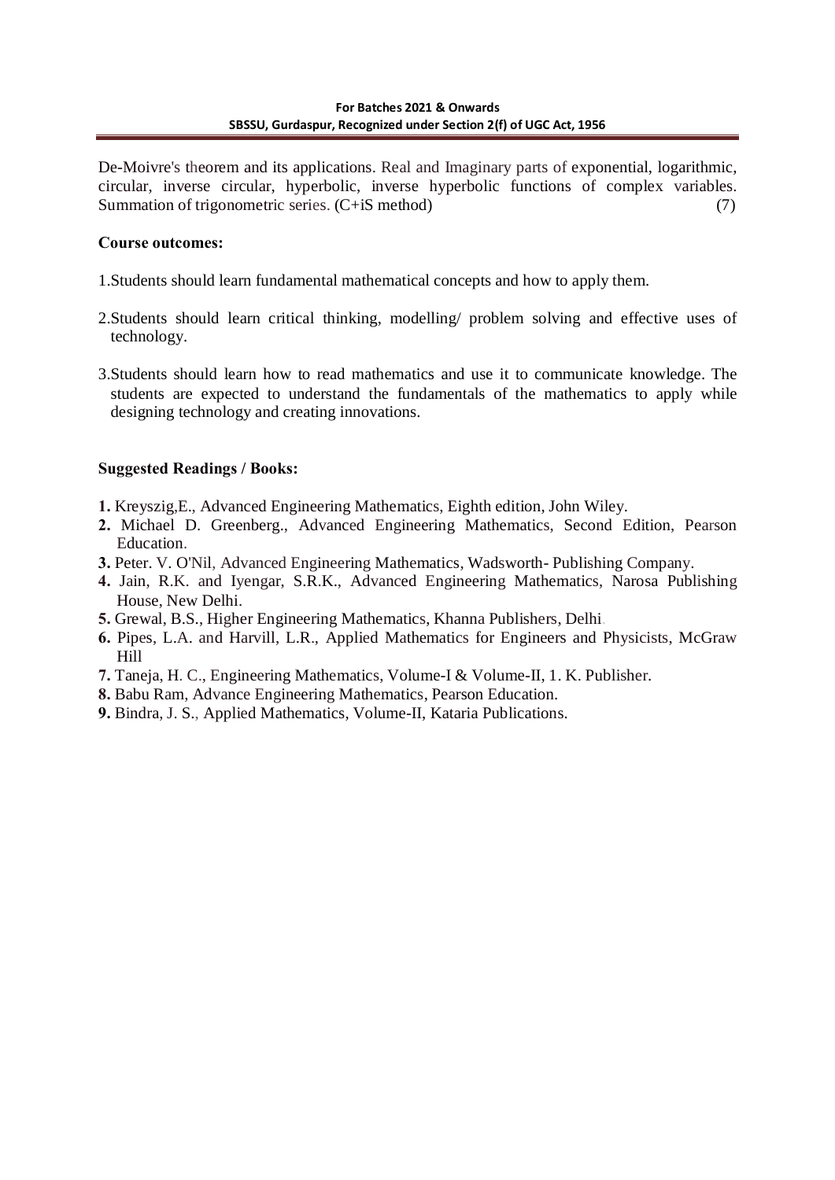De-Moivre's theorem and its applications. Real and Imaginary parts of exponential, logarithmic, circular, inverse circular, hyperbolic, inverse hyperbolic functions of complex variables. Summation of trigonometric series. (C+iS method) (7)

**Course outcomes:**

1. Students should learn fundamental mathematical concepts and how to apply them.

2. Students should learn critical thinking, modelling/ problem solving and effective uses of technology.

3. Students should learn how to read mathematics and use it to communicate knowledge. The students are expected to understand the fundamentals of the mathematics to apply while designing technology and creating innovations.

**Suggested Readings / Books:**

**1.** Kreyszig,E., Advanced Engineering Mathematics, Eighth edition, John Wiley.
**2.** Michael D. Greenberg., Advanced Engineering Mathematics, Second Edition, Pearson Education.
**3.** Peter. V. O'Nil, Advanced Engineering Mathematics, Wadsworth- Publishing Company.
**4.** Jain, R.K. and Iyengar, S.R.K., Advanced Engineering Mathematics, Narosa Publishing House, New Delhi.
**5.** Grewal, B.S., Higher Engineering Mathematics, Khanna Publishers, Delhi.
**6.** Pipes, L.A. and Harvill, L.R., Applied Mathematics for Engineers and Physicists, McGraw Hill
**7.** Taneja, H. C., Engineering Mathematics, Volume-I & Volume-II, 1. K. Publisher.
**8.** Babu Ram, Advance Engineering Mathematics, Pearson Education.
**9.** Bindra, J. S., Applied Mathematics, Volume-II, Kataria Publications.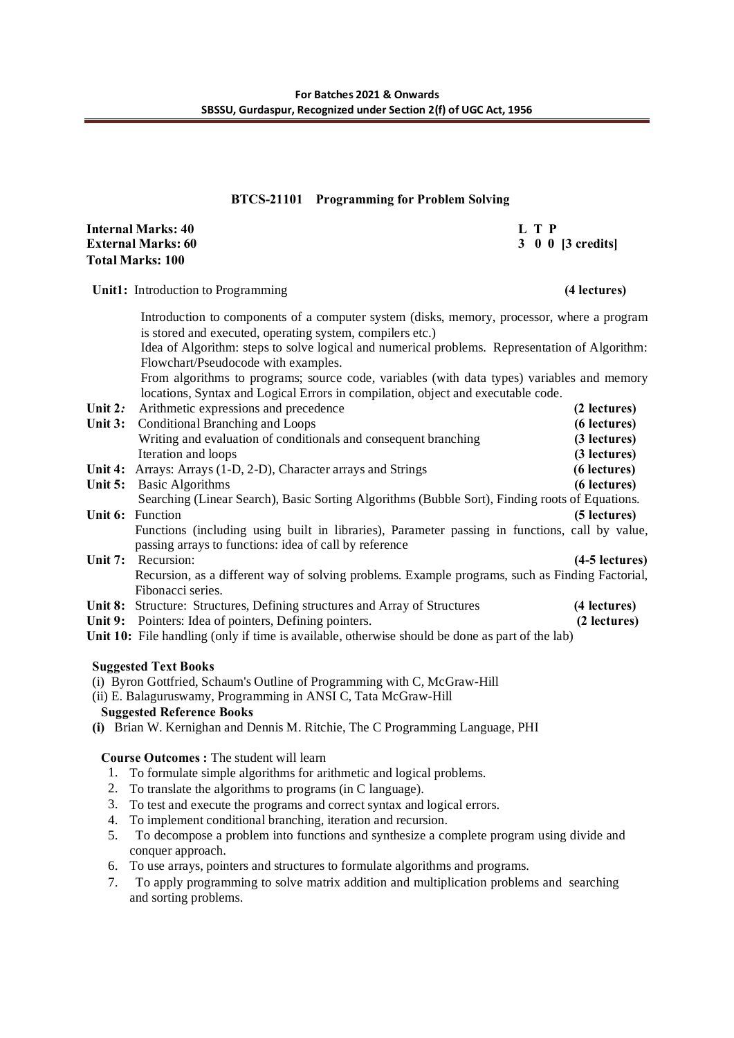## BTCS-21101 Programming for Problem Solving

**Internal Marks: 40**
**External Marks: 60**
**Total Marks: 100**

**L T P**
**3 0 0 [3 credits]**

**Unit1:** Introduction to Programming **(4 lectures)**

Introduction to components of a computer system (disks, memory, processor, where a program is stored and executed, operating system, compilers etc.)
Idea of Algorithm: steps to solve logical and numerical problems. Representation of Algorithm: Flowchart/Pseudocode with examples.
From algorithms to programs; source code, variables (with data types) variables and memory locations, Syntax and Logical Errors in compilation, object and executable code.

**Unit 2:** Arithmetic expressions and precedence **(2 lectures)**

**Unit 3:** Conditional Branching and Loops **(6 lectures)**
Writing and evaluation of conditionals and consequent branching **(3 lectures)**
Iteration and loops **(3 lectures)**

**Unit 4:** Arrays: Arrays (1-D, 2-D), Character arrays and Strings **(6 lectures)**

**Unit 5:** Basic Algorithms **(6 lectures)**
Searching (Linear Search), Basic Sorting Algorithms (Bubble Sort), Finding roots of Equations.

**Unit 6:** Function **(5 lectures)**
Functions (including using built in libraries), Parameter passing in functions, call by value, passing arrays to functions: idea of call by reference

**Unit 7:** Recursion: **(4-5 lectures)**
Recursion, as a different way of solving problems. Example programs, such as Finding Factorial, Fibonacci series.

**Unit 8:** Structure: Structures, Defining structures and Array of Structures **(4 lectures)**

**Unit 9:** Pointers: Idea of pointers, Defining pointers. **(2 lectures)**

**Unit 10:** File handling (only if time is available, otherwise should be done as part of the lab)

**Suggested Text Books**

(i) Byron Gottfried, Schaum's Outline of Programming with C, McGraw-Hill
(ii) E. Balaguruswamy, Programming in ANSI C, Tata McGraw-Hill

**Suggested Reference Books**

**(i)** Brian W. Kernighan and Dennis M. Ritchie, The C Programming Language, PHI

**Course Outcomes :** The student will learn

1. To formulate simple algorithms for arithmetic and logical problems.
2. To translate the algorithms to programs (in C language).
3. To test and execute the programs and correct syntax and logical errors.
4. To implement conditional branching, iteration and recursion.
5. To decompose a problem into functions and synthesize a complete program using divide and conquer approach.
6. To use arrays, pointers and structures to formulate algorithms and programs.
7. To apply programming to solve matrix addition and multiplication problems and searching and sorting problems.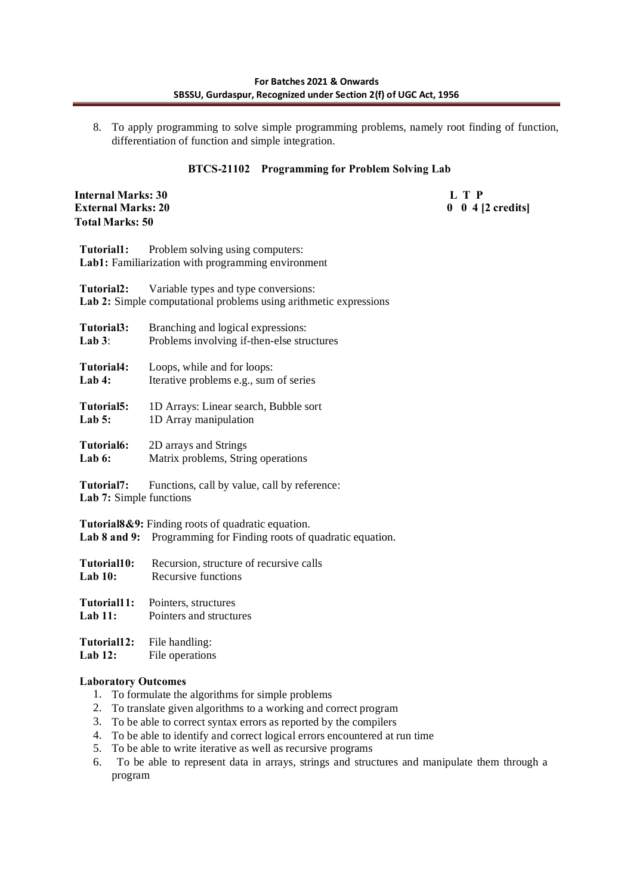8. To apply programming to solve simple programming problems, namely root finding of function, differentiation of function and simple integration.

## BTCS-21102 Programming for Problem Solving Lab

**Internal Marks: 30**
**External Marks: 20**
**Total Marks: 50**

**L T P**
**0 0 4 [2 credits]**

**Tutorial1:** Problem solving using computers:
**Lab1:** Familiarization with programming environment

**Tutorial2:** Variable types and type conversions:
**Lab 2:** Simple computational problems using arithmetic expressions

**Tutorial3:** Branching and logical expressions:
**Lab 3**: Problems involving if-then-else structures

**Tutorial4:** Loops, while and for loops:
**Lab 4:** Iterative problems e.g., sum of series

**Tutorial5:** 1D Arrays: Linear search, Bubble sort
**Lab 5:** 1D Array manipulation

**Tutorial6:** 2D arrays and Strings
**Lab 6:** Matrix problems, String operations

**Tutorial7:** Functions, call by value, call by reference:
**Lab 7:** Simple functions

**Tutorial8&9:** Finding roots of quadratic equation.
**Lab 8 and 9:** Programming for Finding roots of quadratic equation.

**Tutorial10:** Recursion, structure of recursive calls
**Lab 10:** Recursive functions

**Tutorial11:** Pointers, structures
**Lab 11:** Pointers and structures

**Tutorial12:** File handling:
**Lab 12:** File operations

### Laboratory Outcomes

1. To formulate the algorithms for simple problems
2. To translate given algorithms to a working and correct program
3. To be able to correct syntax errors as reported by the compilers
4. To be able to identify and correct logical errors encountered at run time
5. To be able to write iterative as well as recursive programs
6. To be able to represent data in arrays, strings and structures and manipulate them through a program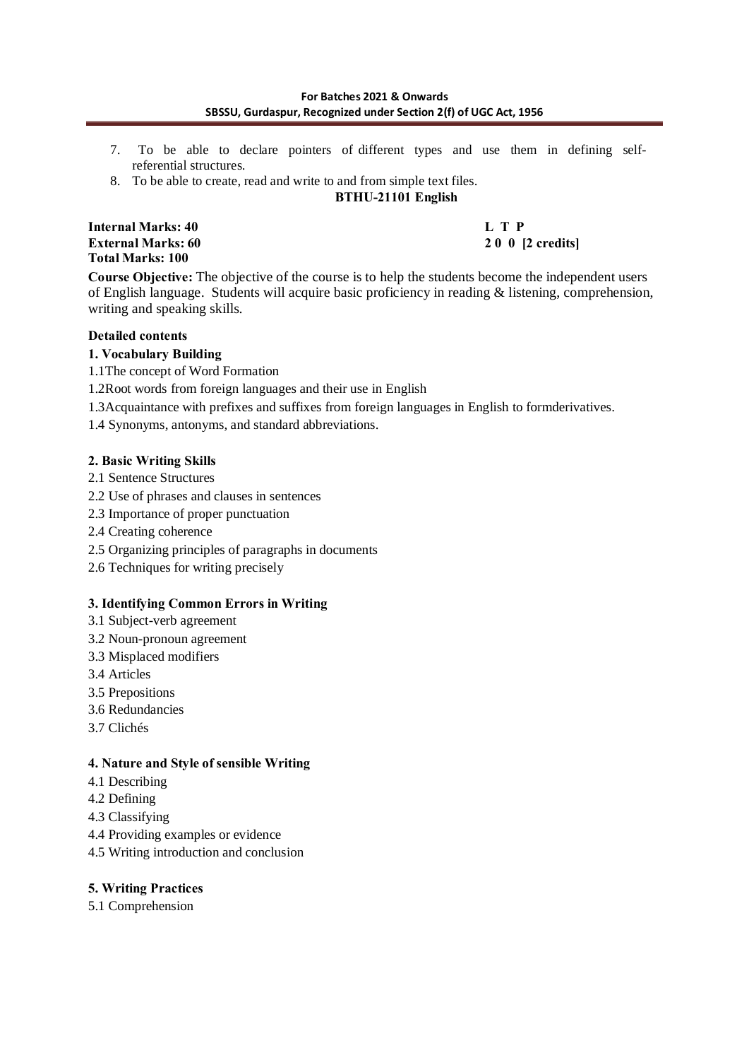7. To be able to declare pointers of different types and use them in defining self-referential structures.
8. To be able to create, read and write to and from simple text files.

**BTHU-21101 English**

**Internal Marks: 40** **L T P**
**External Marks: 60** **2 0 0 [2 credits]**
**Total Marks: 100**

**Course Objective:** The objective of the course is to help the students become the independent users of English language. Students will acquire basic proficiency in reading & listening, comprehension, writing and speaking skills.

**Detailed contents**

**1. Vocabulary Building**

1.1The concept of Word Formation

1.2Root words from foreign languages and their use in English

1.3Acquaintance with prefixes and suffixes from foreign languages in English to formderivatives.

1.4 Synonyms, antonyms, and standard abbreviations.

**2. Basic Writing Skills**

2.1 Sentence Structures

2.2 Use of phrases and clauses in sentences

2.3 Importance of proper punctuation

2.4 Creating coherence

2.5 Organizing principles of paragraphs in documents

2.6 Techniques for writing precisely

**3. Identifying Common Errors in Writing**

3.1 Subject-verb agreement

3.2 Noun-pronoun agreement

3.3 Misplaced modifiers

3.4 Articles

3.5 Prepositions

3.6 Redundancies

3.7 Clichés

**4. Nature and Style of sensible Writing**

4.1 Describing

4.2 Defining

4.3 Classifying

4.4 Providing examples or evidence

4.5 Writing introduction and conclusion

**5. Writing Practices**

5.1 Comprehension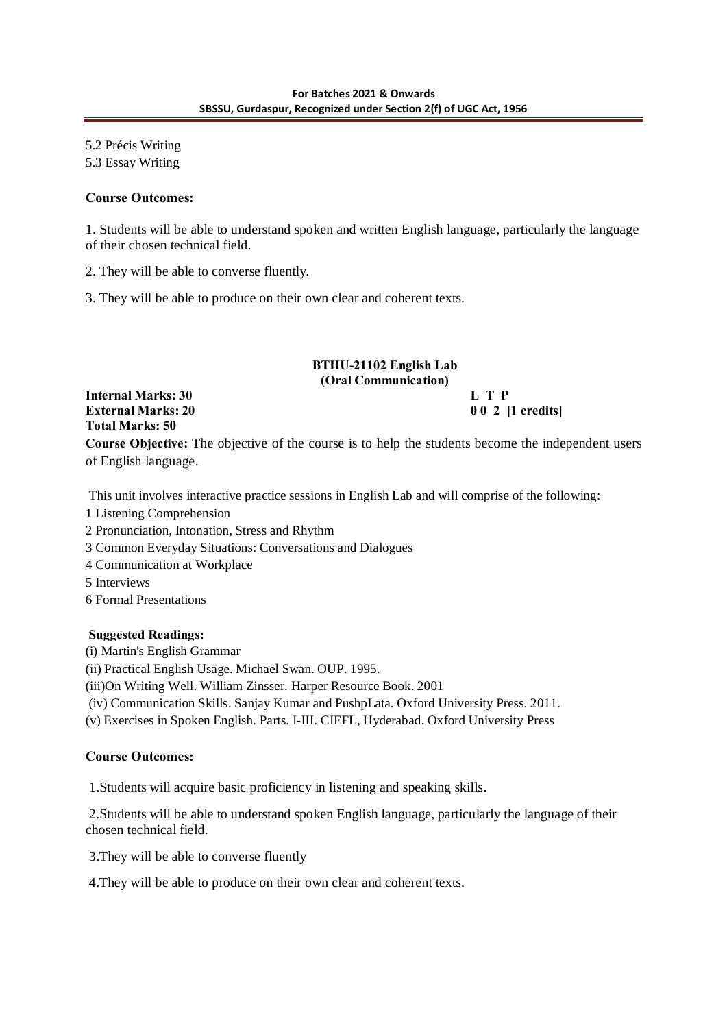5.2 Précis Writing
5.3 Essay Writing

**Course Outcomes:**

1. Students will be able to understand spoken and written English language, particularly the language of their chosen technical field.

2. They will be able to converse fluently.

3. They will be able to produce on their own clear and coherent texts.

### BTHU-21102 English Lab
### (Oral Communication)

**Internal Marks: 30** | **L T P**
**External Marks: 20** | **0 0 2 [1 credits]**
**Total Marks: 50**

**Course Objective:** The objective of the course is to help the students become the independent users of English language.

This unit involves interactive practice sessions in English Lab and will comprise of the following:

1 Listening Comprehension
2 Pronunciation, Intonation, Stress and Rhythm
3 Common Everyday Situations: Conversations and Dialogues
4 Communication at Workplace
5 Interviews
6 Formal Presentations

**Suggested Readings:**

(i) Martin's English Grammar
(ii) Practical English Usage. Michael Swan. OUP. 1995.
(iii)On Writing Well. William Zinsser. Harper Resource Book. 2001
(iv) Communication Skills. Sanjay Kumar and PushpLata. Oxford University Press. 2011.
(v) Exercises in Spoken English. Parts. I-III. CIEFL, Hyderabad. Oxford University Press

**Course Outcomes:**

1.Students will acquire basic proficiency in listening and speaking skills.

2.Students will be able to understand spoken English language, particularly the language of their chosen technical field.

3.They will be able to converse fluently

4.They will be able to produce on their own clear and coherent texts.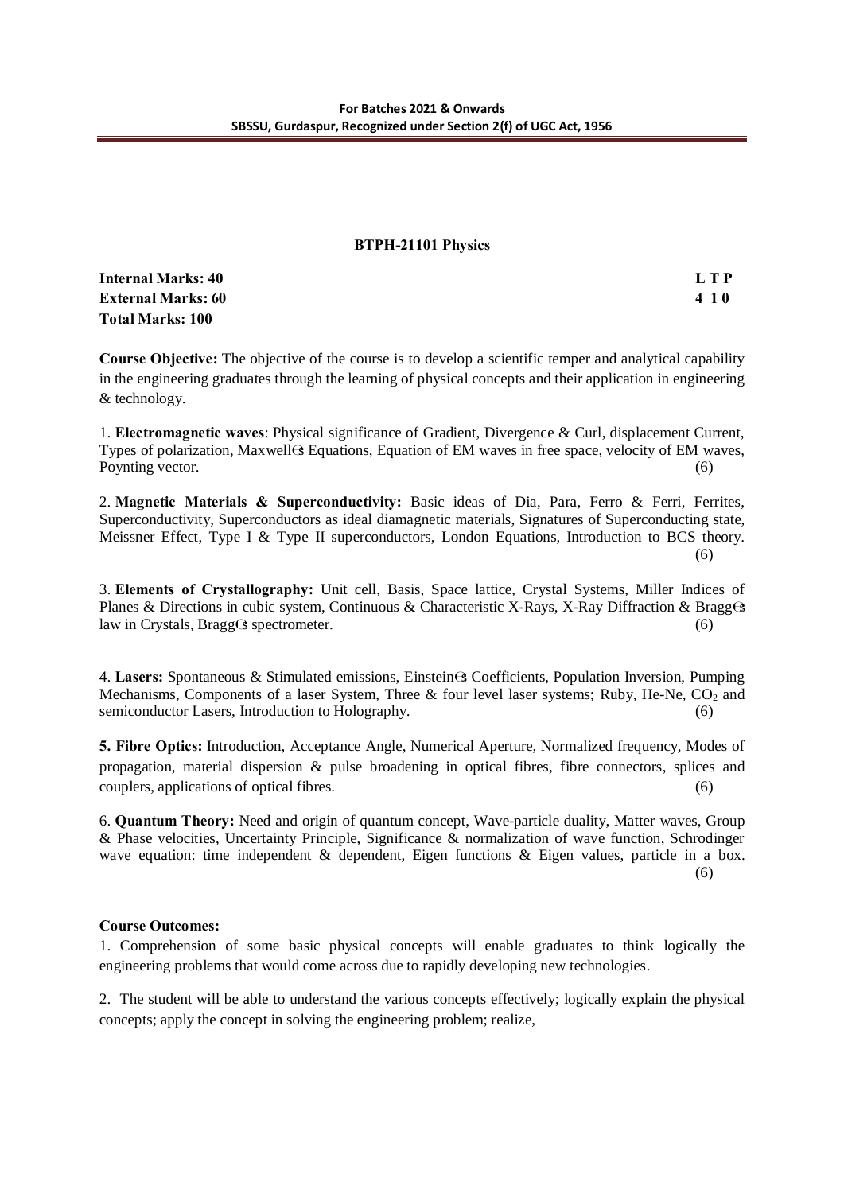**BTPH-21101 Physics**

| | |
|---|---|
| **Internal Marks: 40** | **L T P** |
| **External Marks: 60** | **4 1 0** |
| **Total Marks: 100** | |

**Course Objective:** The objective of the course is to develop a scientific temper and analytical capability in the engineering graduates through the learning of physical concepts and their application in engineering & technology.

1. **Electromagnetic waves**: Physical significance of Gradient, Divergence & Curl, displacement Current, Types of polarization, Maxwell's Equations, Equation of EM waves in free space, velocity of EM waves, Poynting vector. (6)

2. **Magnetic Materials & Superconductivity:** Basic ideas of Dia, Para, Ferro & Ferri, Ferrites, Superconductivity, Superconductors as ideal diamagnetic materials, Signatures of Superconducting state, Meissner Effect, Type I & Type II superconductors, London Equations, Introduction to BCS theory. (6)

3. **Elements of Crystallography:** Unit cell, Basis, Space lattice, Crystal Systems, Miller Indices of Planes & Directions in cubic system, Continuous & Characteristic X-Rays, X-Ray Diffraction & Bragg's law in Crystals, Bragg's spectrometer. (6)

4. **Lasers:** Spontaneous & Stimulated emissions, Einstein's Coefficients, Population Inversion, Pumping Mechanisms, Components of a laser System, Three & four level laser systems; Ruby, He-Ne, $CO_2$ and semiconductor Lasers, Introduction to Holography. (6)

**5. Fibre Optics:** Introduction, Acceptance Angle, Numerical Aperture, Normalized frequency, Modes of propagation, material dispersion & pulse broadening in optical fibres, fibre connectors, splices and couplers, applications of optical fibres. (6)

6. **Quantum Theory:** Need and origin of quantum concept, Wave-particle duality, Matter waves, Group & Phase velocities, Uncertainty Principle, Significance & normalization of wave function, Schrodinger wave equation: time independent & dependent, Eigen functions & Eigen values, particle in a box. (6)

**Course Outcomes:**

1. Comprehension of some basic physical concepts will enable graduates to think logically the engineering problems that would come across due to rapidly developing new technologies.

2. The student will be able to understand the various concepts effectively; logically explain the physical concepts; apply the concept in solving the engineering problem; realize,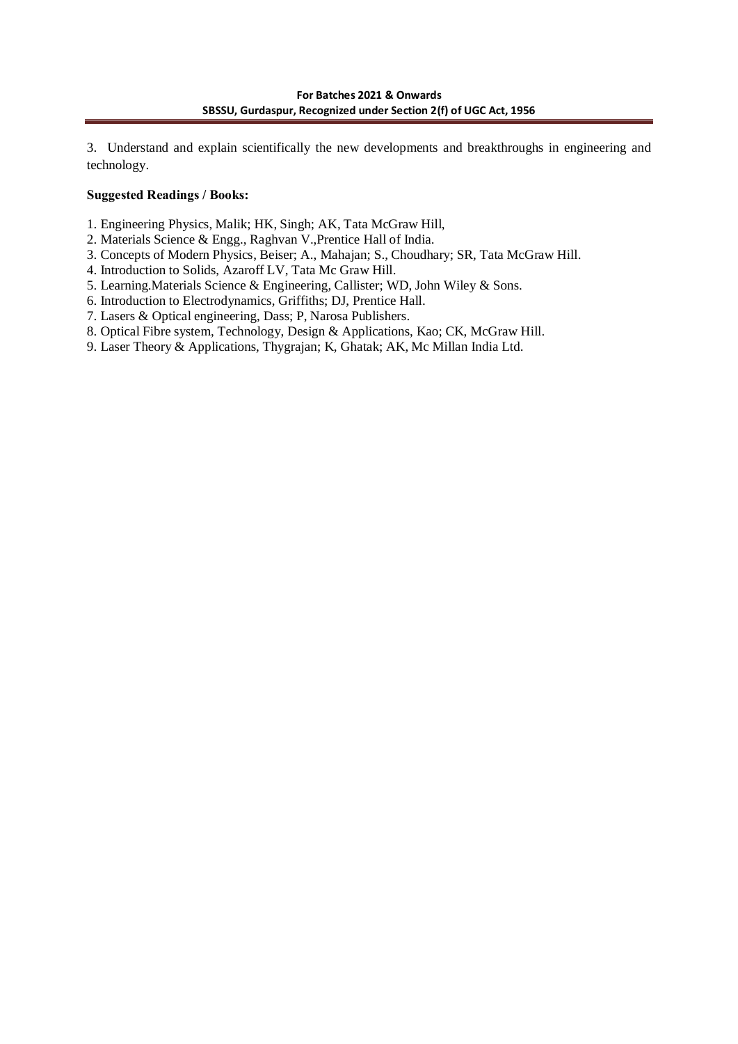3. Understand and explain scientifically the new developments and breakthroughs in engineering and technology.

**Suggested Readings / Books:**

1. Engineering Physics, Malik; HK, Singh; AK, Tata McGraw Hill,
2. Materials Science & Engg., Raghvan V.,Prentice Hall of India.
3. Concepts of Modern Physics, Beiser; A., Mahajan; S., Choudhary; SR, Tata McGraw Hill.
4. Introduction to Solids, Azaroff LV, Tata Mc Graw Hill.
5. Learning.Materials Science & Engineering, Callister; WD, John Wiley & Sons.
6. Introduction to Electrodynamics, Griffiths; DJ, Prentice Hall.
7. Lasers & Optical engineering, Dass; P, Narosa Publishers.
8. Optical Fibre system, Technology, Design & Applications, Kao; CK, McGraw Hill.
9. Laser Theory & Applications, Thygrajan; K, Ghatak; AK, Mc Millan India Ltd.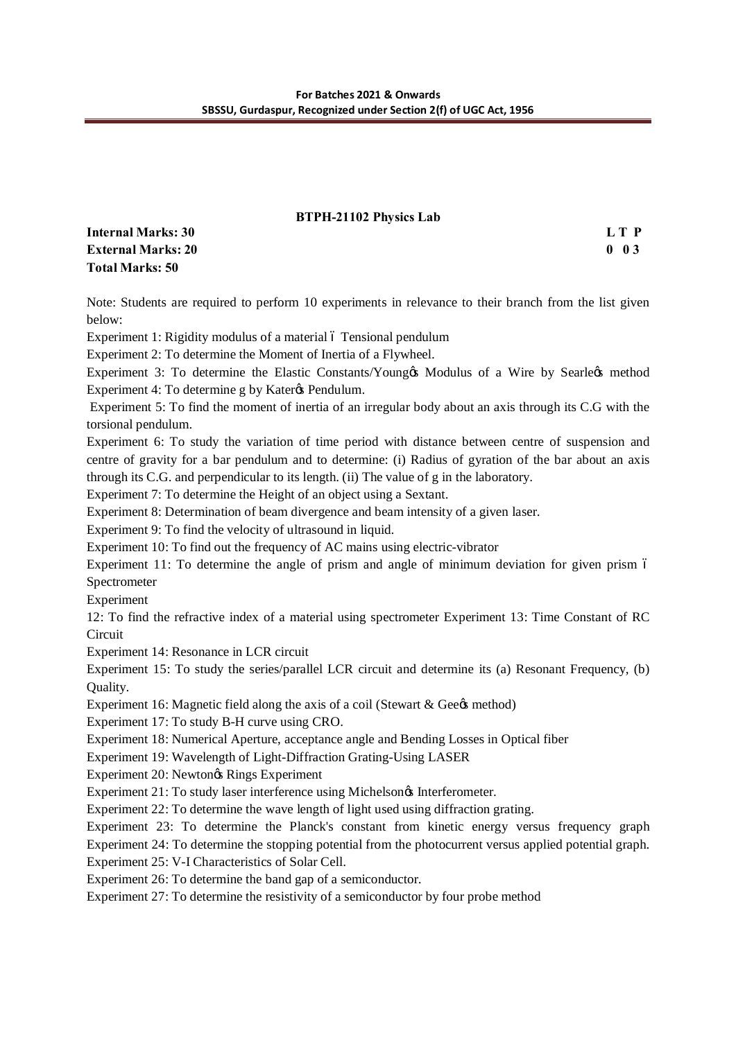## BTPH-21102 Physics Lab

**Internal Marks: 30** **L T P**
**External Marks: 20** **0 0 3**
**Total Marks: 50**

Note: Students are required to perform 10 experiments in relevance to their branch from the list given below:

Experiment 1: Rigidity modulus of a material – Tensional pendulum

Experiment 2: To determine the Moment of Inertia of a Flywheel.

Experiment 3: To determine the Elastic Constants/Young's Modulus of a Wire by Searle's method

Experiment 4: To determine g by Kater's Pendulum.

Experiment 5: To find the moment of inertia of an irregular body about an axis through its C.G with the torsional pendulum.

Experiment 6: To study the variation of time period with distance between centre of suspension and centre of gravity for a bar pendulum and to determine: (i) Radius of gyration of the bar about an axis through its C.G. and perpendicular to its length. (ii) The value of g in the laboratory.

Experiment 7: To determine the Height of an object using a Sextant.

Experiment 8: Determination of beam divergence and beam intensity of a given laser.

Experiment 9: To find the velocity of ultrasound in liquid.

Experiment 10: To find out the frequency of AC mains using electric-vibrator

Experiment 11: To determine the angle of prism and angle of minimum deviation for given prism – Spectrometer

Experiment

12: To find the refractive index of a material using spectrometer Experiment 13: Time Constant of RC Circuit

Experiment 14: Resonance in LCR circuit

Experiment 15: To study the series/parallel LCR circuit and determine its (a) Resonant Frequency, (b) Quality.

Experiment 16: Magnetic field along the axis of a coil (Stewart & Gee's method)

Experiment 17: To study B-H curve using CRO.

Experiment 18: Numerical Aperture, acceptance angle and Bending Losses in Optical fiber

Experiment 19: Wavelength of Light-Diffraction Grating-Using LASER

Experiment 20: Newton's Rings Experiment

Experiment 21: To study laser interference using Michelson's Interferometer.

Experiment 22: To determine the wave length of light used using diffraction grating.

Experiment 23: To determine the Planck's constant from kinetic energy versus frequency graph

Experiment 24: To determine the stopping potential from the photocurrent versus applied potential graph.

Experiment 25: V-I Characteristics of Solar Cell.

Experiment 26: To determine the band gap of a semiconductor.

Experiment 27: To determine the resistivity of a semiconductor by four probe method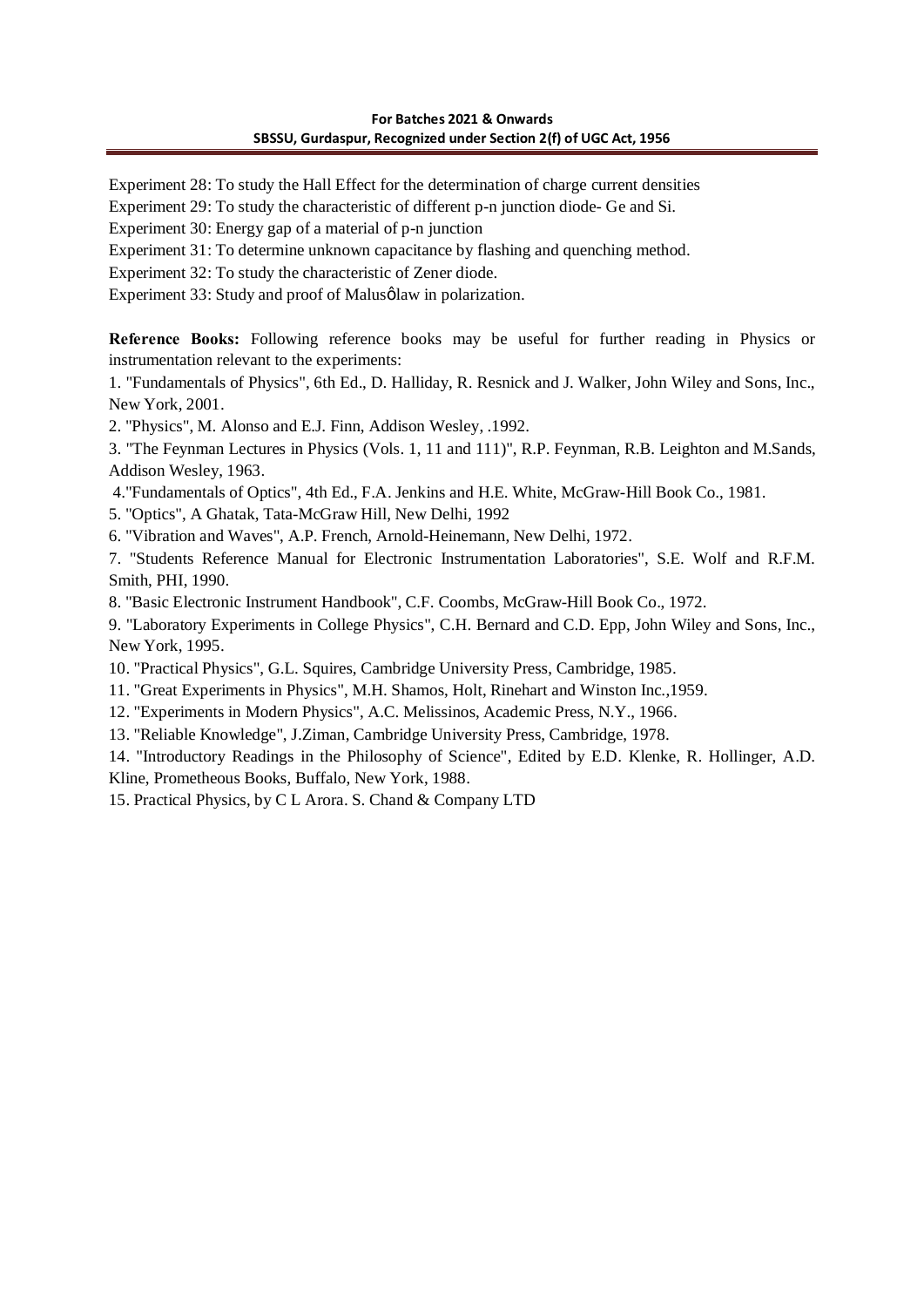Experiment 28: To study the Hall Effect for the determination of charge current densities

Experiment 29: To study the characteristic of different p-n junction diode- Ge and Si.

Experiment 30: Energy gap of a material of p-n junction

Experiment 31: To determine unknown capacitance by flashing and quenching method.

Experiment 32: To study the characteristic of Zener diode.

Experiment 33: Study and proof of Malusǿlaw in polarization.

**Reference Books:** Following reference books may be useful for further reading in Physics or instrumentation relevant to the experiments:

1. "Fundamentals of Physics", 6th Ed., D. Halliday, R. Resnick and J. Walker, John Wiley and Sons, Inc., New York, 2001.
2. "Physics", M. Alonso and E.J. Finn, Addison Wesley, .1992.
3. "The Feynman Lectures in Physics (Vols. 1, 11 and 111)", R.P. Feynman, R.B. Leighton and M.Sands, Addison Wesley, 1963.
4. "Fundamentals of Optics", 4th Ed., F.A. Jenkins and H.E. White, McGraw-Hill Book Co., 1981.
5. "Optics", A Ghatak, Tata-McGraw Hill, New Delhi, 1992
6. "Vibration and Waves", A.P. French, Arnold-Heinemann, New Delhi, 1972.
7. "Students Reference Manual for Electronic Instrumentation Laboratories", S.E. Wolf and R.F.M. Smith, PHI, 1990.
8. "Basic Electronic Instrument Handbook", C.F. Coombs, McGraw-Hill Book Co., 1972.
9. "Laboratory Experiments in College Physics", C.H. Bernard and C.D. Epp, John Wiley and Sons, Inc., New York, 1995.
10. "Practical Physics", G.L. Squires, Cambridge University Press, Cambridge, 1985.
11. "Great Experiments in Physics", M.H. Shamos, Holt, Rinehart and Winston Inc.,1959.
12. "Experiments in Modern Physics", A.C. Melissinos, Academic Press, N.Y., 1966.
13. "Reliable Knowledge", J.Ziman, Cambridge University Press, Cambridge, 1978.
14. "Introductory Readings in the Philosophy of Science", Edited by E.D. Klenke, R. Hollinger, A.D. Kline, Prometheous Books, Buffalo, New York, 1988.
15. Practical Physics, by C L Arora. S. Chand & Company LTD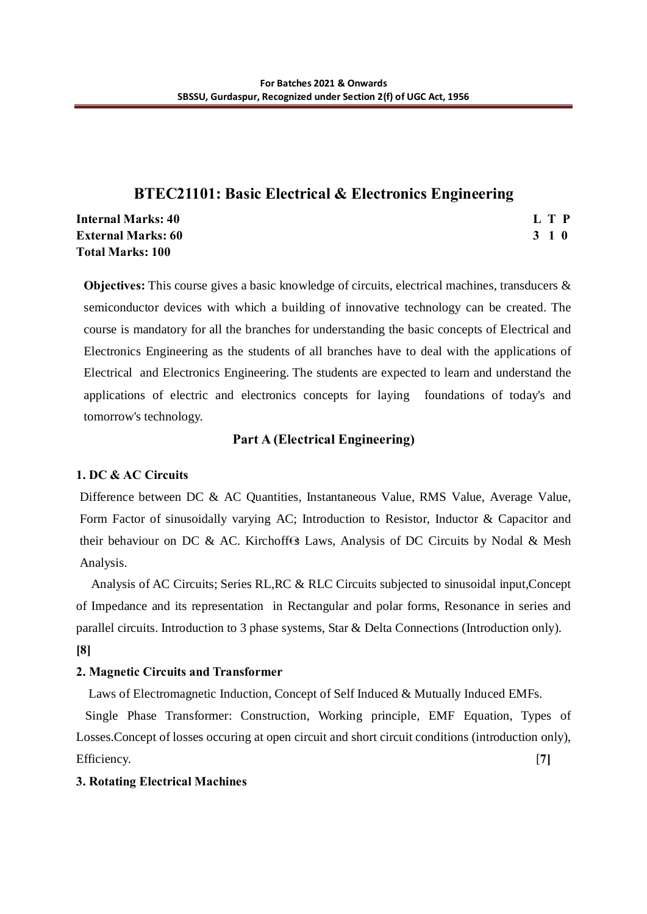# BTEC21101: Basic Electrical & Electronics Engineering

| | |
|---|---|
| **Internal Marks: 40** | **L T P** |
| **External Marks: 60** | **3 1 0** |
| **Total Marks: 100** | |

**Objectives:** This course gives a basic knowledge of circuits, electrical machines, transducers & semiconductor devices with which a building of innovative technology can be created. The course is mandatory for all the branches for understanding the basic concepts of Electrical and Electronics Engineering as the students of all branches have to deal with the applications of Electrical and Electronics Engineering. The students are expected to learn and understand the applications of electric and electronics concepts for laying foundations of today's and tomorrow's technology.

## Part A (Electrical Engineering)

**1. DC & AC Circuits**

Difference between DC & AC Quantities, Instantaneous Value, RMS Value, Average Value, Form Factor of sinusoidally varying AC; Introduction to Resistor, Inductor & Capacitor and their behaviour on DC & AC. Kirchoff's Laws, Analysis of DC Circuits by Nodal & Mesh Analysis.

Analysis of AC Circuits; Series RL,RC & RLC Circuits subjected to sinusoidal input,Concept of Impedance and its representation in Rectangular and polar forms, Resonance in series and parallel circuits. Introduction to 3 phase systems, Star & Delta Connections (Introduction only).
**[8]**

**2. Magnetic Circuits and Transformer**

Laws of Electromagnetic Induction, Concept of Self Induced & Mutually Induced EMFs.

Single Phase Transformer: Construction, Working principle, EMF Equation, Types of Losses.Concept of losses occuring at open circuit and short circuit conditions (introduction only), Efficiency. **[7]**

**3. Rotating Electrical Machines**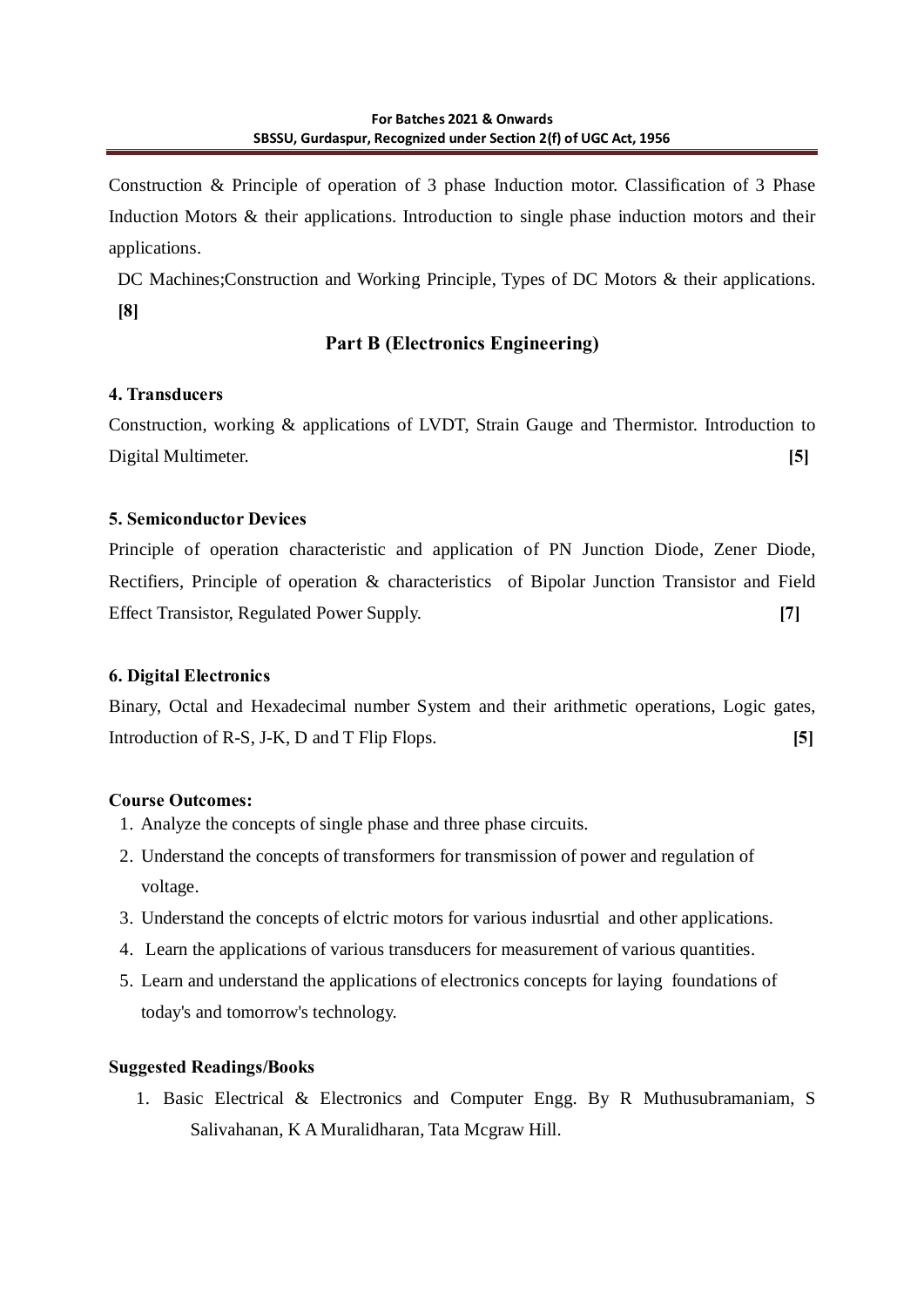Construction & Principle of operation of 3 phase Induction motor. Classification of 3 Phase Induction Motors & their applications. Introduction to single phase induction motors and their applications.

DC Machines;Construction and Working Principle, Types of DC Motors & their applications. **[8]**

## Part B (Electronics Engineering)

**4. Transducers**

Construction, working & applications of LVDT, Strain Gauge and Thermistor. Introduction to Digital Multimeter. **[5]**

**5. Semiconductor Devices**

Principle of operation characteristic and application of PN Junction Diode, Zener Diode, Rectifiers, Principle of operation & characteristics of Bipolar Junction Transistor and Field Effect Transistor, Regulated Power Supply. **[7]**

**6. Digital Electronics**

Binary, Octal and Hexadecimal number System and their arithmetic operations, Logic gates, Introduction of R-S, J-K, D and T Flip Flops. **[5]**

**Course Outcomes:**

1. Analyze the concepts of single phase and three phase circuits.
2. Understand the concepts of transformers for transmission of power and regulation of voltage.
3. Understand the concepts of elctric motors for various indusrtial and other applications.
4. Learn the applications of various transducers for measurement of various quantities.
5. Learn and understand the applications of electronics concepts for laying foundations of today's and tomorrow's technology.

**Suggested Readings/Books**

1. Basic Electrical & Electronics and Computer Engg. By R Muthusubramaniam, S Salivahanan, K A Muralidharan, Tata Mcgraw Hill.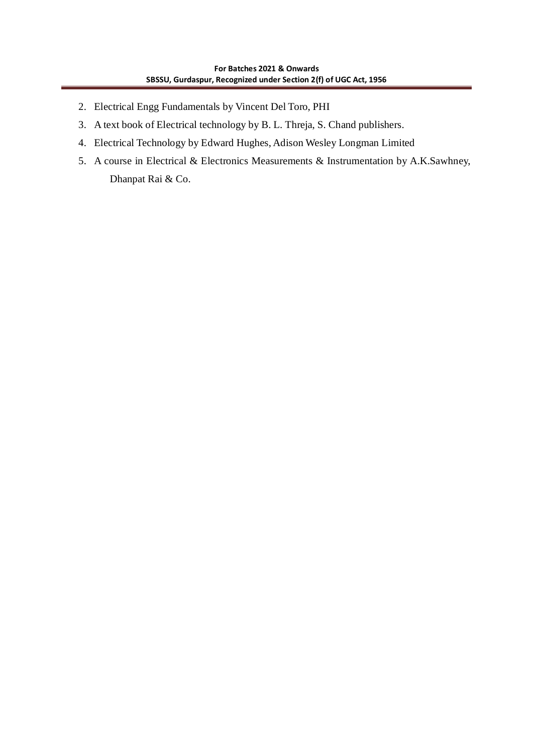2. Electrical Engg Fundamentals by Vincent Del Toro, PHI
3. A text book of Electrical technology by B. L. Threja, S. Chand publishers.
4. Electrical Technology by Edward Hughes, Adison Wesley Longman Limited
5. A course in Electrical & Electronics Measurements & Instrumentation by A.K.Sawhney, Dhanpat Rai & Co.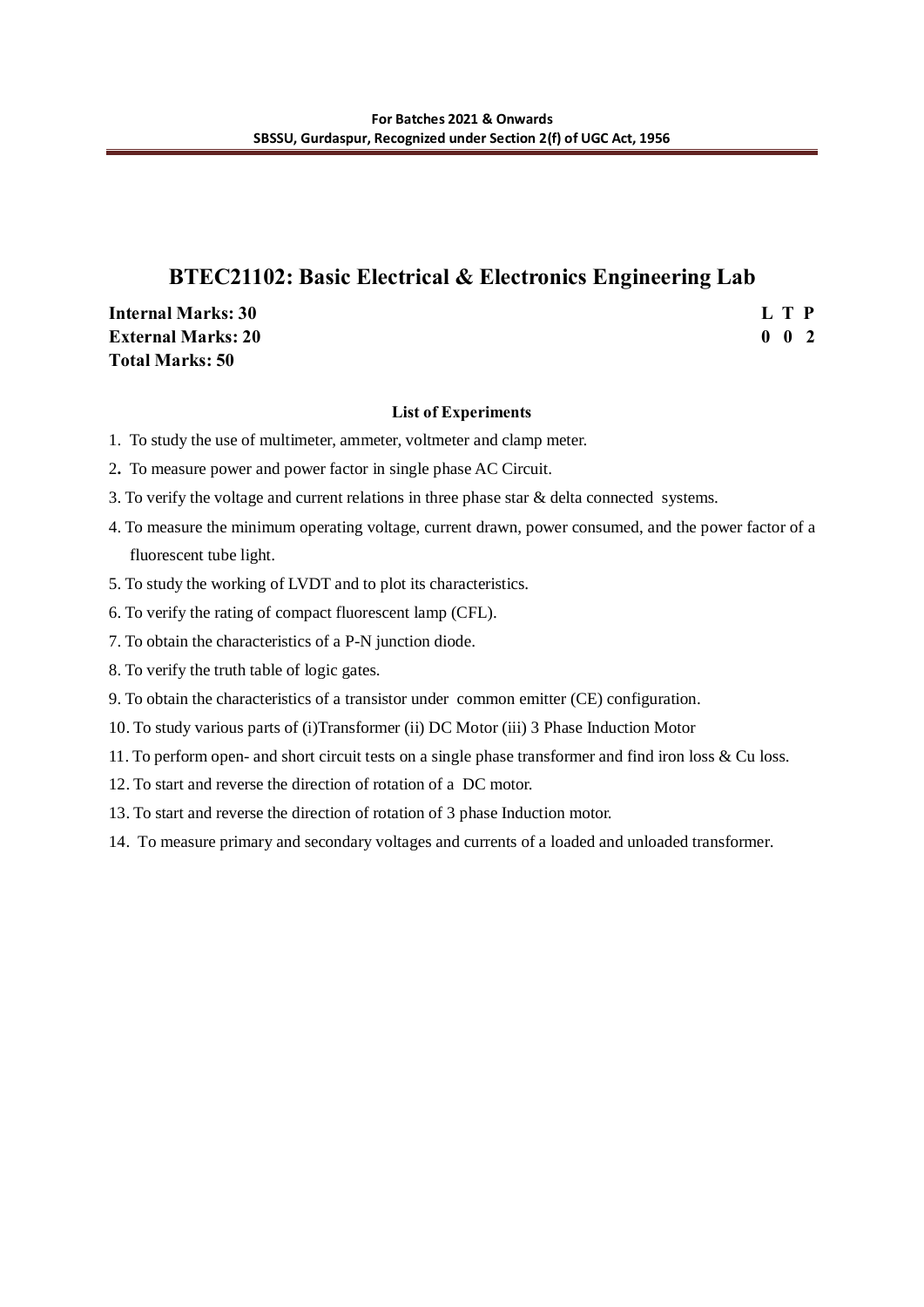# BTEC21102: Basic Electrical & Electronics Engineering Lab

| | L T P |
|---|---|
| **Internal Marks: 30** | **L T P** |
| **External Marks: 20** | **0 0 2** |
| **Total Marks: 50** | |

**List of Experiments**

1. To study the use of multimeter, ammeter, voltmeter and clamp meter.
2. To measure power and power factor in single phase AC Circuit.
3. To verify the voltage and current relations in three phase star & delta connected systems.
4. To measure the minimum operating voltage, current drawn, power consumed, and the power factor of a fluorescent tube light.
5. To study the working of LVDT and to plot its characteristics.
6. To verify the rating of compact fluorescent lamp (CFL).
7. To obtain the characteristics of a P-N junction diode.
8. To verify the truth table of logic gates.
9. To obtain the characteristics of a transistor under common emitter (CE) configuration.
10. To study various parts of (i)Transformer (ii) DC Motor (iii) 3 Phase Induction Motor
11. To perform open- and short circuit tests on a single phase transformer and find iron loss & Cu loss.
12. To start and reverse the direction of rotation of a DC motor.
13. To start and reverse the direction of rotation of 3 phase Induction motor.
14. To measure primary and secondary voltages and currents of a loaded and unloaded transformer.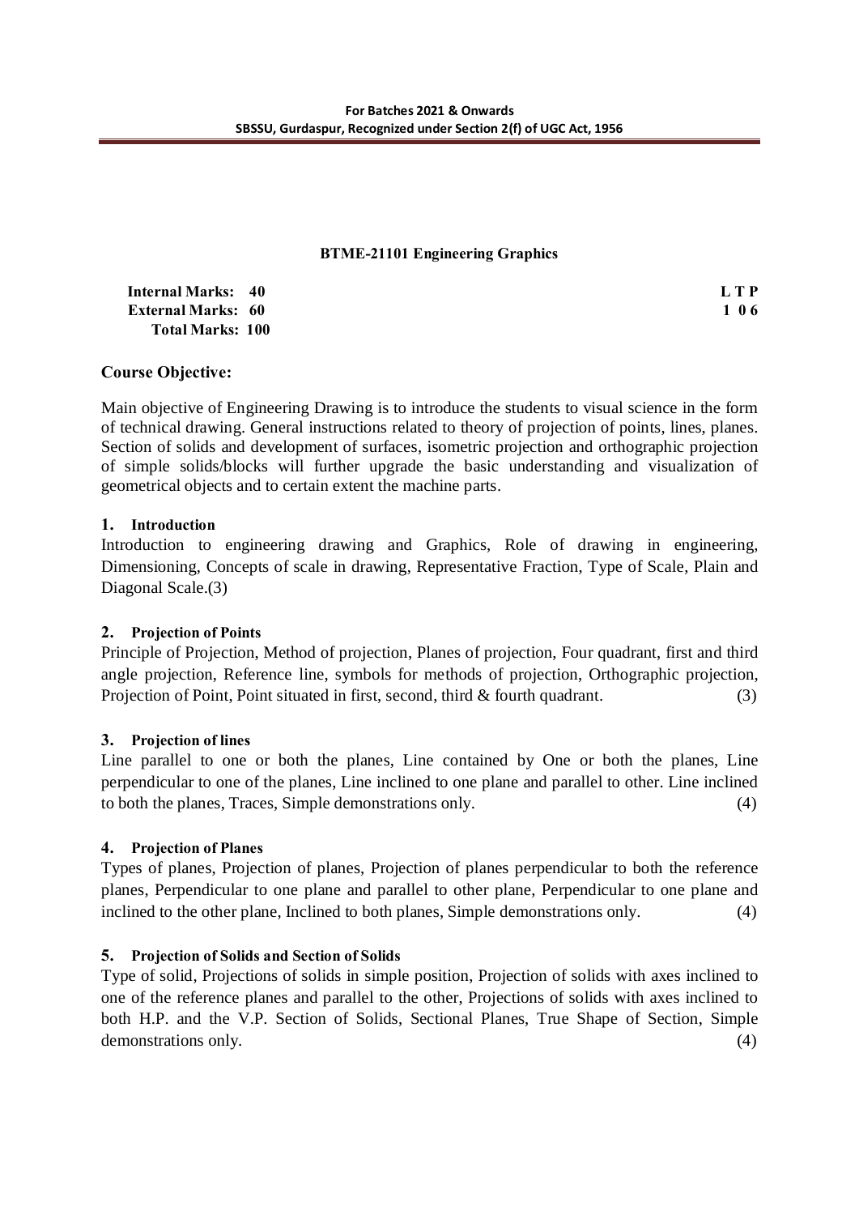### BTME-21101 Engineering Graphics

| | |
|---|---|
| **Internal Marks: 40** | **L T P** |
| **External Marks: 60** | **1 0 6** |
| **Total Marks: 100** | |

### Course Objective:

Main objective of Engineering Drawing is to introduce the students to visual science in the form of technical drawing. General instructions related to theory of projection of points, lines, planes. Section of solids and development of surfaces, isometric projection and orthographic projection of simple solids/blocks will further upgrade the basic understanding and visualization of geometrical objects and to certain extent the machine parts.

**1. Introduction**

Introduction to engineering drawing and Graphics, Role of drawing in engineering, Dimensioning, Concepts of scale in drawing, Representative Fraction, Type of Scale, Plain and Diagonal Scale.(3)

**2. Projection of Points**

Principle of Projection, Method of projection, Planes of projection, Four quadrant, first and third angle projection, Reference line, symbols for methods of projection, Orthographic projection, Projection of Point, Point situated in first, second, third & fourth quadrant. (3)

**3. Projection of lines**

Line parallel to one or both the planes, Line contained by One or both the planes, Line perpendicular to one of the planes, Line inclined to one plane and parallel to other. Line inclined to both the planes, Traces, Simple demonstrations only. (4)

**4. Projection of Planes**

Types of planes, Projection of planes, Projection of planes perpendicular to both the reference planes, Perpendicular to one plane and parallel to other plane, Perpendicular to one plane and inclined to the other plane, Inclined to both planes, Simple demonstrations only. (4)

**5. Projection of Solids and Section of Solids**

Type of solid, Projections of solids in simple position, Projection of solids with axes inclined to one of the reference planes and parallel to the other, Projections of solids with axes inclined to both H.P. and the V.P. Section of Solids, Sectional Planes, True Shape of Section, Simple demonstrations only. (4)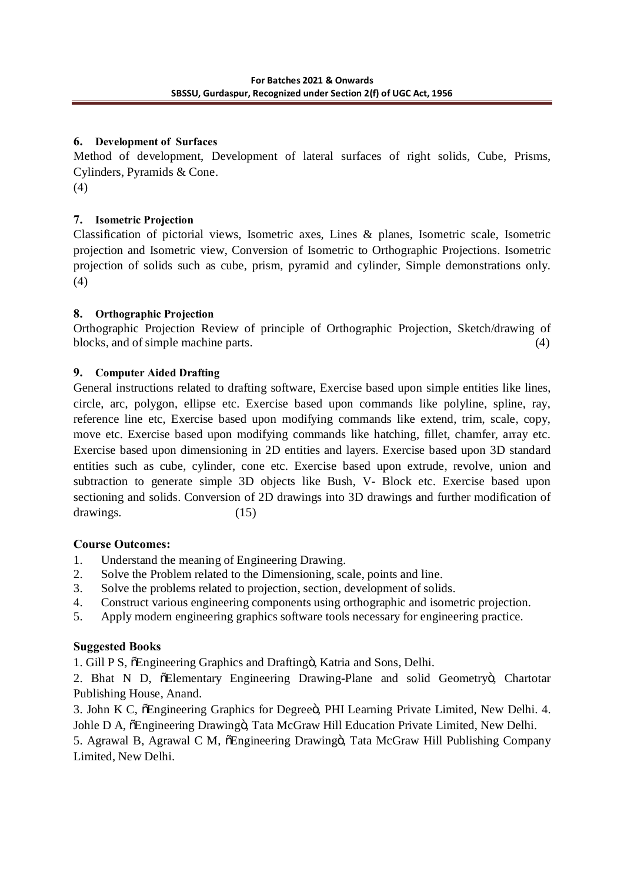**6. Development of Surfaces**

Method of development, Development of lateral surfaces of right solids, Cube, Prisms, Cylinders, Pyramids & Cone.
(4)

**7. Isometric Projection**

Classification of pictorial views, Isometric axes, Lines & planes, Isometric scale, Isometric projection and Isometric view, Conversion of Isometric to Orthographic Projections. Isometric projection of solids such as cube, prism, pyramid and cylinder, Simple demonstrations only. (4)

**8. Orthographic Projection**

Orthographic Projection Review of principle of Orthographic Projection, Sketch/drawing of blocks, and of simple machine parts. (4)

**9. Computer Aided Drafting**

General instructions related to drafting software, Exercise based upon simple entities like lines, circle, arc, polygon, ellipse etc. Exercise based upon commands like polyline, spline, ray, reference line etc, Exercise based upon modifying commands like extend, trim, scale, copy, move etc. Exercise based upon modifying commands like hatching, fillet, chamfer, array etc. Exercise based upon dimensioning in 2D entities and layers. Exercise based upon 3D standard entities such as cube, cylinder, cone etc. Exercise based upon extrude, revolve, union and subtraction to generate simple 3D objects like Bush, V- Block etc. Exercise based upon sectioning and solids. Conversion of 2D drawings into 3D drawings and further modification of drawings. (15)

**Course Outcomes:**

1. Understand the meaning of Engineering Drawing.
2. Solve the Problem related to the Dimensioning, scale, points and line.
3. Solve the problems related to projection, section, development of solids.
4. Construct various engineering components using orthographic and isometric projection.
5. Apply modern engineering graphics software tools necessary for engineering practice.

**Suggested Books**

1. Gill P S, "Engineering Graphics and Drafting", Katria and Sons, Delhi.

2. Bhat N D, "Elementary Engineering Drawing-Plane and solid Geometry", Chartotar Publishing House, Anand.

3. John K C, "Engineering Graphics for Degree", PHI Learning Private Limited, New Delhi. 4. Johle D A, "Engineering Drawing", Tata McGraw Hill Education Private Limited, New Delhi.

5. Agrawal B, Agrawal C M, "Engineering Drawing", Tata McGraw Hill Publishing Company Limited, New Delhi.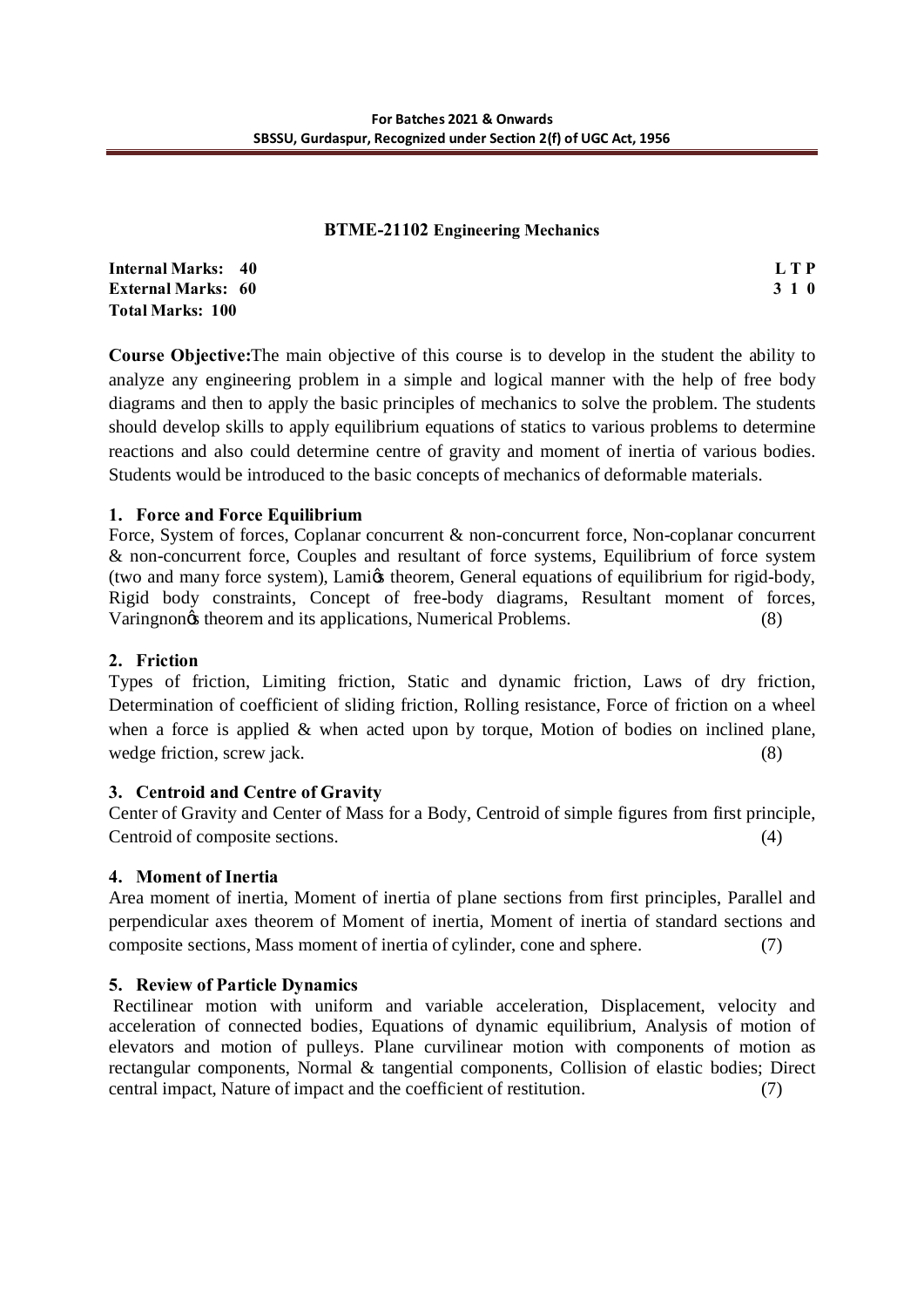## BTME-21102 Engineering Mechanics

**Internal Marks: 40** **L T P**
**External Marks: 60** **3 1 0**
**Total Marks: 100**

**Course Objective:** The main objective of this course is to develop in the student the ability to analyze any engineering problem in a simple and logical manner with the help of free body diagrams and then to apply the basic principles of mechanics to solve the problem. The students should develop skills to apply equilibrium equations of statics to various problems to determine reactions and also could determine centre of gravity and moment of inertia of various bodies. Students would be introduced to the basic concepts of mechanics of deformable materials.

### 1. Force and Force Equilibrium

Force, System of forces, Coplanar concurrent & non-concurrent force, Non-coplanar concurrent & non-concurrent force, Couples and resultant of force systems, Equilibrium of force system (two and many force system), Lamiǿs theorem, General equations of equilibrium for rigid-body, Rigid body constraints, Concept of free-body diagrams, Resultant moment of forces, Varingnonǿs theorem and its applications, Numerical Problems. (8)

### 2. Friction

Types of friction, Limiting friction, Static and dynamic friction, Laws of dry friction, Determination of coefficient of sliding friction, Rolling resistance, Force of friction on a wheel when a force is applied & when acted upon by torque, Motion of bodies on inclined plane, wedge friction, screw jack. (8)

### 3. Centroid and Centre of Gravity

Center of Gravity and Center of Mass for a Body, Centroid of simple figures from first principle, Centroid of composite sections. (4)

### 4. Moment of Inertia

Area moment of inertia, Moment of inertia of plane sections from first principles, Parallel and perpendicular axes theorem of Moment of inertia, Moment of inertia of standard sections and composite sections, Mass moment of inertia of cylinder, cone and sphere. (7)

### 5. Review of Particle Dynamics

Rectilinear motion with uniform and variable acceleration, Displacement, velocity and acceleration of connected bodies, Equations of dynamic equilibrium, Analysis of motion of elevators and motion of pulleys. Plane curvilinear motion with components of motion as rectangular components, Normal & tangential components, Collision of elastic bodies; Direct central impact, Nature of impact and the coefficient of restitution. (7)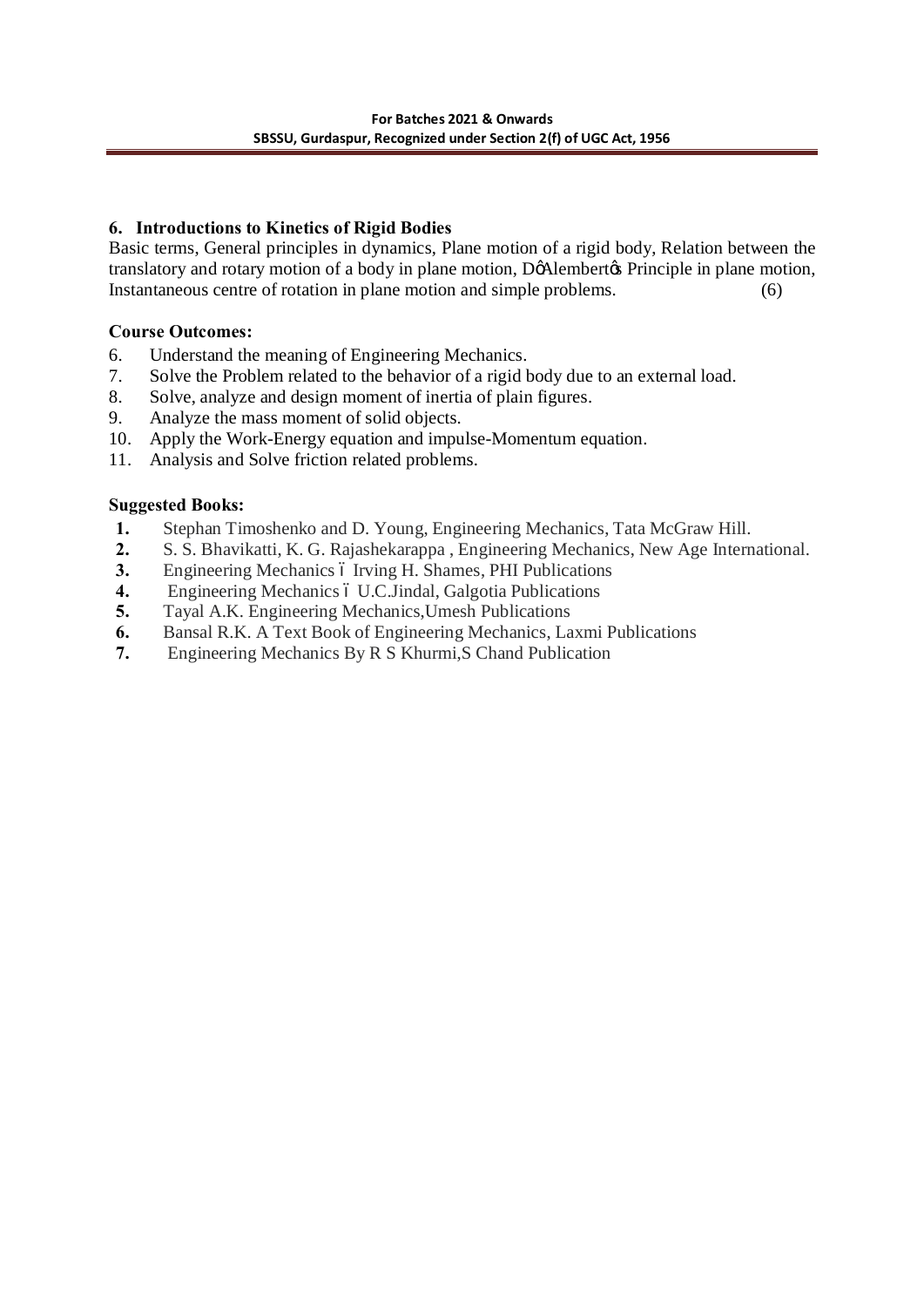### 6. Introductions to Kinetics of Rigid Bodies

Basic terms, General principles in dynamics, Plane motion of a rigid body, Relation between the translatory and rotary motion of a body in plane motion, D'Alembert's Principle in plane motion, Instantaneous centre of rotation in plane motion and simple problems. (6)

**Course Outcomes:**

6. Understand the meaning of Engineering Mechanics.
7. Solve the Problem related to the behavior of a rigid body due to an external load.
8. Solve, analyze and design moment of inertia of plain figures.
9. Analyze the mass moment of solid objects.
10. Apply the Work-Energy equation and impulse-Momentum equation.
11. Analysis and Solve friction related problems.

**Suggested Books:**

1. Stephan Timoshenko and D. Young, Engineering Mechanics, Tata McGraw Hill.
2. S. S. Bhavikatti, K. G. Rajashekarappa , Engineering Mechanics, New Age International.
3. Engineering Mechanics – Irving H. Shames, PHI Publications
4. Engineering Mechanics – U.C.Jindal, Galgotia Publications
5. Tayal A.K. Engineering Mechanics,Umesh Publications
6. Bansal R.K. A Text Book of Engineering Mechanics, Laxmi Publications
7. Engineering Mechanics By R S Khurmi,S Chand Publication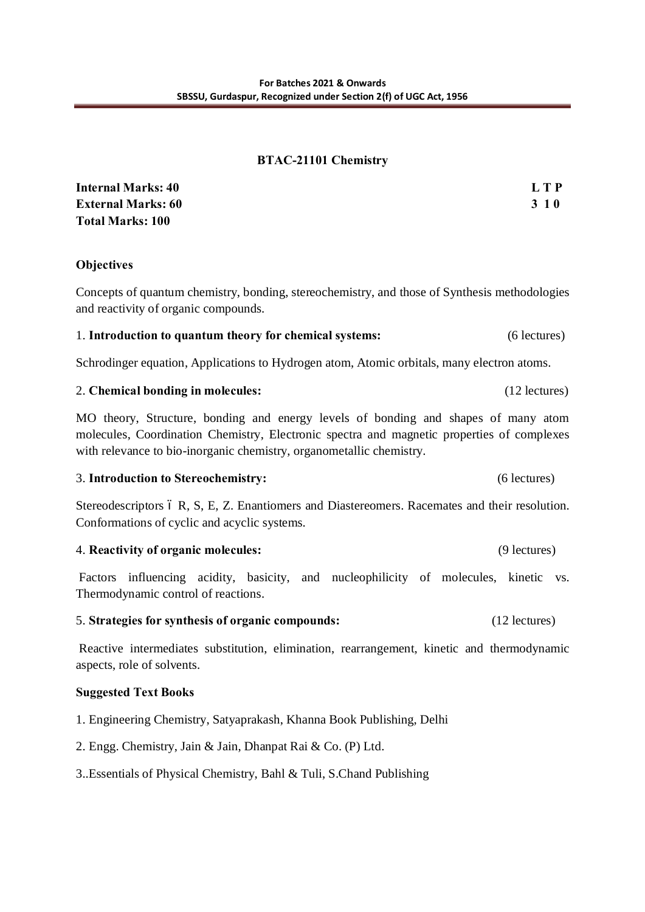## BTAC-21101 Chemistry

| **Internal Marks: 40** | **L T P** |
|---|---|
| **External Marks: 60** | **3 1 0** |
| **Total Marks: 100** | |

**Objectives**

Concepts of quantum chemistry, bonding, stereochemistry, and those of Synthesis methodologies and reactivity of organic compounds.

1. **Introduction to quantum theory for chemical systems:** (6 lectures)

Schrodinger equation, Applications to Hydrogen atom, Atomic orbitals, many electron atoms.

2. **Chemical bonding in molecules:** (12 lectures)

MO theory, Structure, bonding and energy levels of bonding and shapes of many atom molecules, Coordination Chemistry, Electronic spectra and magnetic properties of complexes with relevance to bio-inorganic chemistry, organometallic chemistry.

3. **Introduction to Stereochemistry:** (6 lectures)

Stereodescriptors – R, S, E, Z. Enantiomers and Diastereomers. Racemates and their resolution. Conformations of cyclic and acyclic systems.

4. **Reactivity of organic molecules:** (9 lectures)

Factors influencing acidity, basicity, and nucleophilicity of molecules, kinetic vs. Thermodynamic control of reactions.

5. **Strategies for synthesis of organic compounds:** (12 lectures)

Reactive intermediates substitution, elimination, rearrangement, kinetic and thermodynamic aspects, role of solvents.

**Suggested Text Books**

1. Engineering Chemistry, Satyaprakash, Khanna Book Publishing, Delhi

2. Engg. Chemistry, Jain & Jain, Dhanpat Rai & Co. (P) Ltd.

3..Essentials of Physical Chemistry, Bahl & Tuli, S.Chand Publishing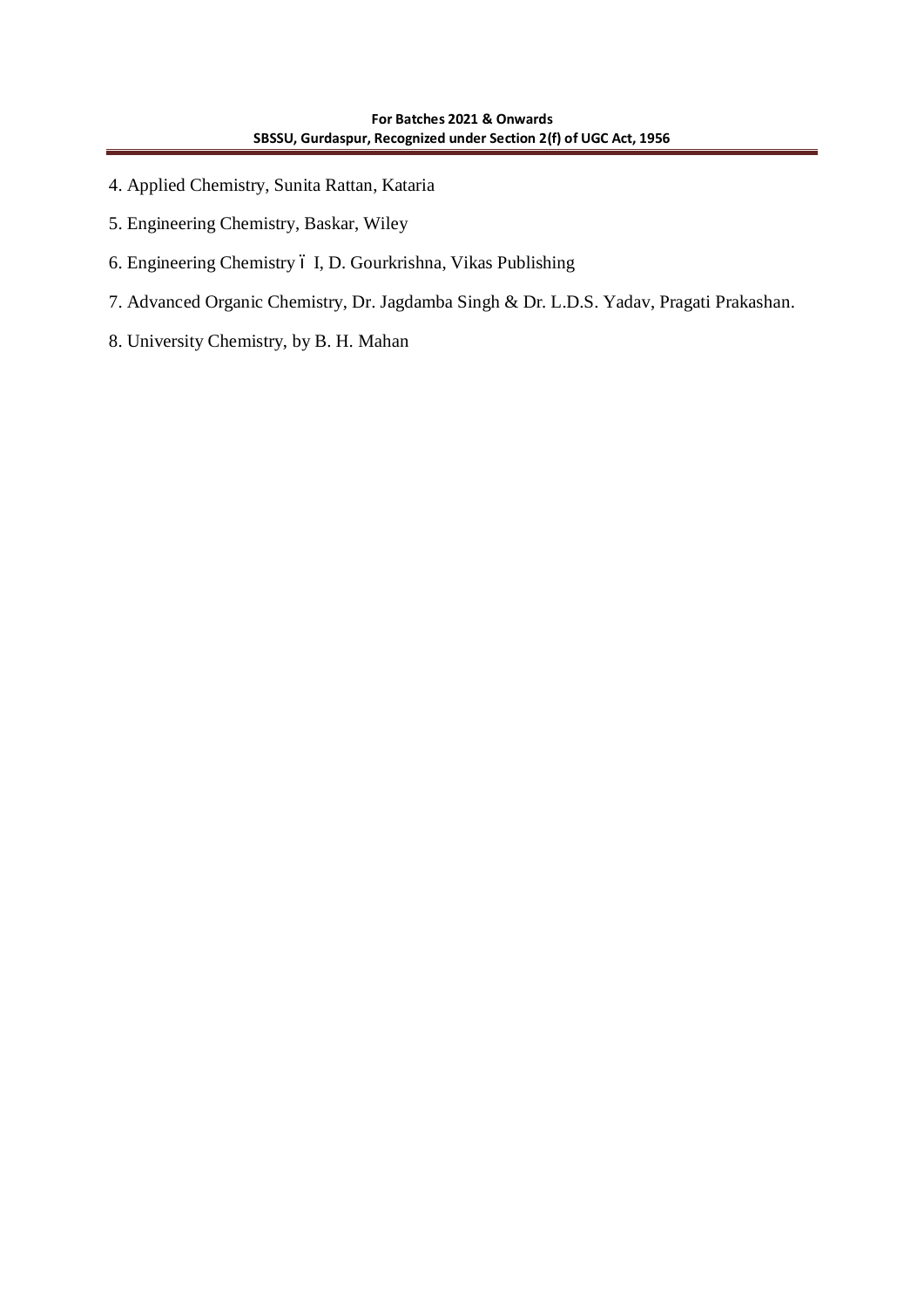4. Applied Chemistry, Sunita Rattan, Kataria

5. Engineering Chemistry, Baskar, Wiley

6. Engineering Chemistry – I, D. Gourkrishna, Vikas Publishing

7. Advanced Organic Chemistry, Dr. Jagdamba Singh & Dr. L.D.S. Yadav, Pragati Prakashan.

8. University Chemistry, by B. H. Mahan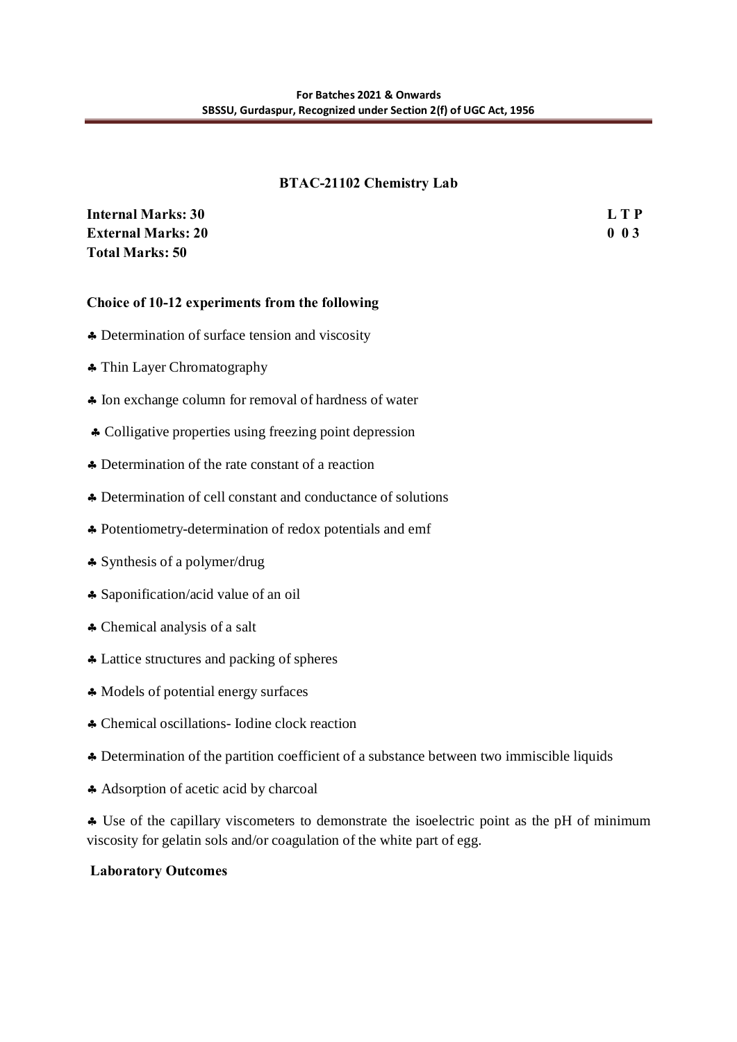## BTAC-21102 Chemistry Lab

**Internal Marks: 30** **L T P**
**External Marks: 20** **0 0 3**
**Total Marks: 50**

**Choice of 10-12 experiments from the following**

♣ Determination of surface tension and viscosity

♣ Thin Layer Chromatography

♣ Ion exchange column for removal of hardness of water

♣ Colligative properties using freezing point depression

♣ Determination of the rate constant of a reaction

♣ Determination of cell constant and conductance of solutions

♣ Potentiometry-determination of redox potentials and emf

♣ Synthesis of a polymer/drug

♣ Saponification/acid value of an oil

♣ Chemical analysis of a salt

♣ Lattice structures and packing of spheres

♣ Models of potential energy surfaces

♣ Chemical oscillations- Iodine clock reaction

♣ Determination of the partition coefficient of a substance between two immiscible liquids

♣ Adsorption of acetic acid by charcoal

♣ Use of the capillary viscometers to demonstrate the isoelectric point as the pH of minimum viscosity for gelatin sols and/or coagulation of the white part of egg.

**Laboratory Outcomes**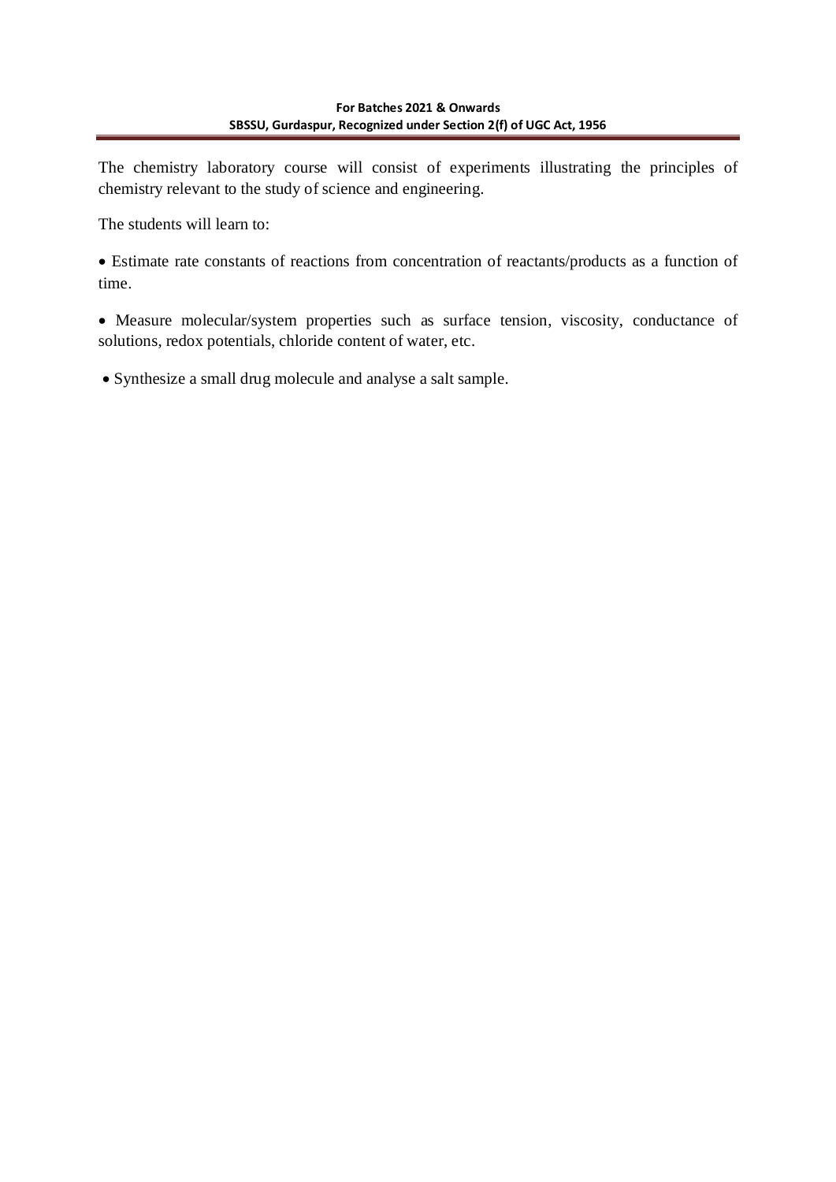The chemistry laboratory course will consist of experiments illustrating the principles of chemistry relevant to the study of science and engineering.

The students will learn to:

- Estimate rate constants of reactions from concentration of reactants/products as a function of time.
- Measure molecular/system properties such as surface tension, viscosity, conductance of solutions, redox potentials, chloride content of water, etc.
- Synthesize a small drug molecule and analyse a salt sample.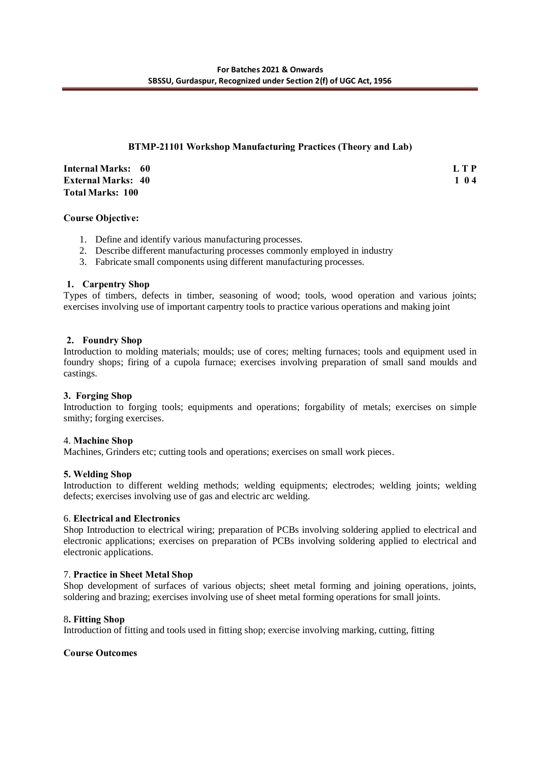## BTMP-21101 Workshop Manufacturing Practices (Theory and Lab)

**Internal Marks: 60**
**External Marks: 40**
**Total Marks: 100**

**L T P**
**1 0 4**

**Course Objective:**

1. Define and identify various manufacturing processes.
2. Describe different manufacturing processes commonly employed in industry
3. Fabricate small components using different manufacturing processes.

**1. Carpentry Shop**

Types of timbers, defects in timber, seasoning of wood; tools, wood operation and various joints; exercises involving use of important carpentry tools to practice various operations and making joint

**2. Foundry Shop**

Introduction to molding materials; moulds; use of cores; melting furnaces; tools and equipment used in foundry shops; firing of a cupola furnace; exercises involving preparation of small sand moulds and castings.

**3. Forging Shop**

Introduction to forging tools; equipments and operations; forgability of metals; exercises on simple smithy; forging exercises.

4. **Machine Shop**

Machines, Grinders etc; cutting tools and operations; exercises on small work pieces.

**5. Welding Shop**

Introduction to different welding methods; welding equipments; electrodes; welding joints; welding defects; exercises involving use of gas and electric arc welding.

6. **Electrical and Electronics**

Shop Introduction to electrical wiring; preparation of PCBs involving soldering applied to electrical and electronic applications; exercises on preparation of PCBs involving soldering applied to electrical and electronic applications.

7. **Practice in Sheet Metal Shop**

Shop development of surfaces of various objects; sheet metal forming and joining operations, joints, soldering and brazing; exercises involving use of sheet metal forming operations for small joints.

8**. Fitting Shop**

Introduction of fitting and tools used in fitting shop; exercise involving marking, cutting, fitting

**Course Outcomes**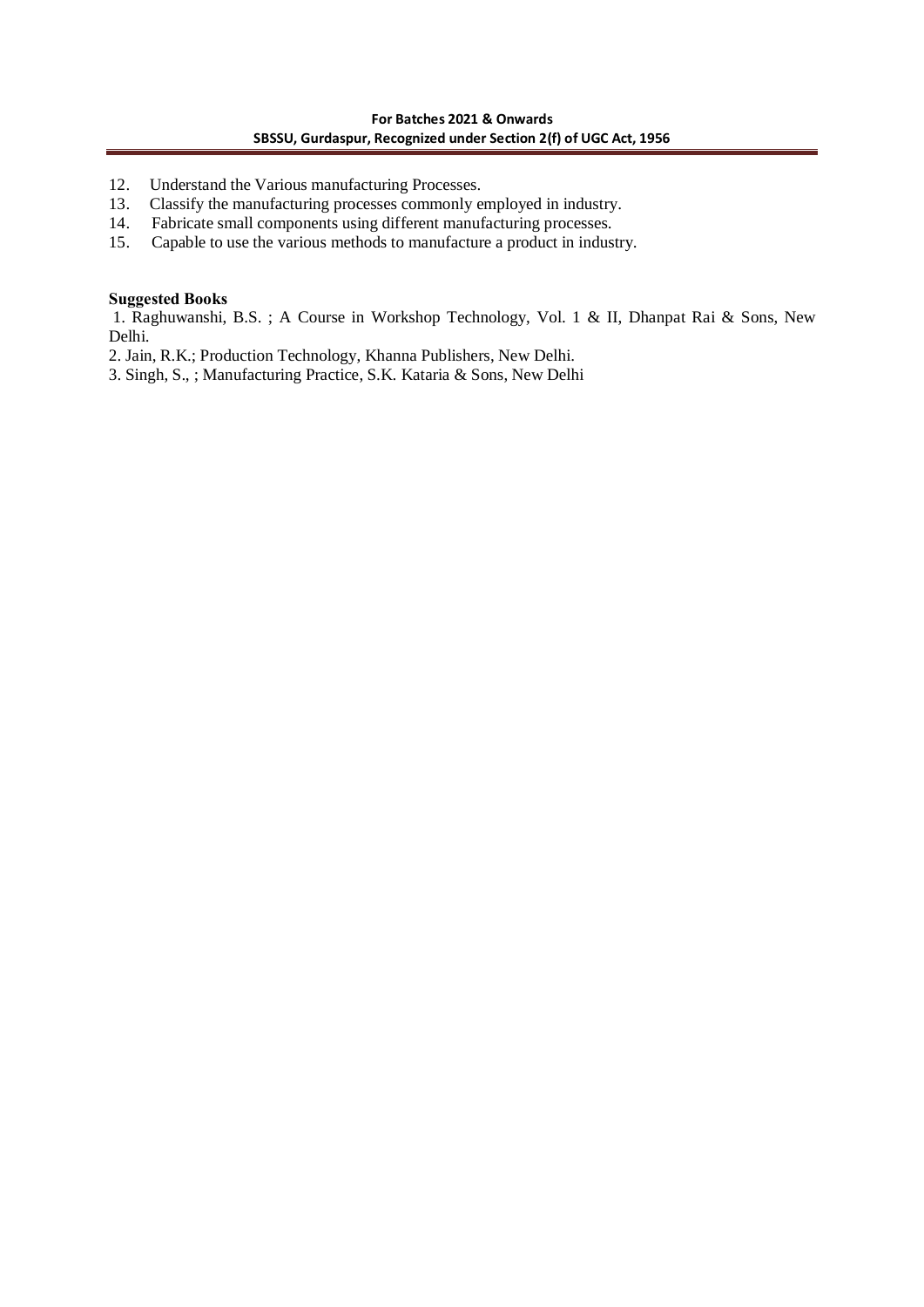12. Understand the Various manufacturing Processes.
13. Classify the manufacturing processes commonly employed in industry.
14. Fabricate small components using different manufacturing processes.
15. Capable to use the various methods to manufacture a product in industry.

**Suggested Books**

1. Raghuwanshi, B.S. ; A Course in Workshop Technology, Vol. 1 & II, Dhanpat Rai & Sons, New Delhi.
2. Jain, R.K.; Production Technology, Khanna Publishers, New Delhi.
3. Singh, S., ; Manufacturing Practice, S.K. Kataria & Sons, New Delhi